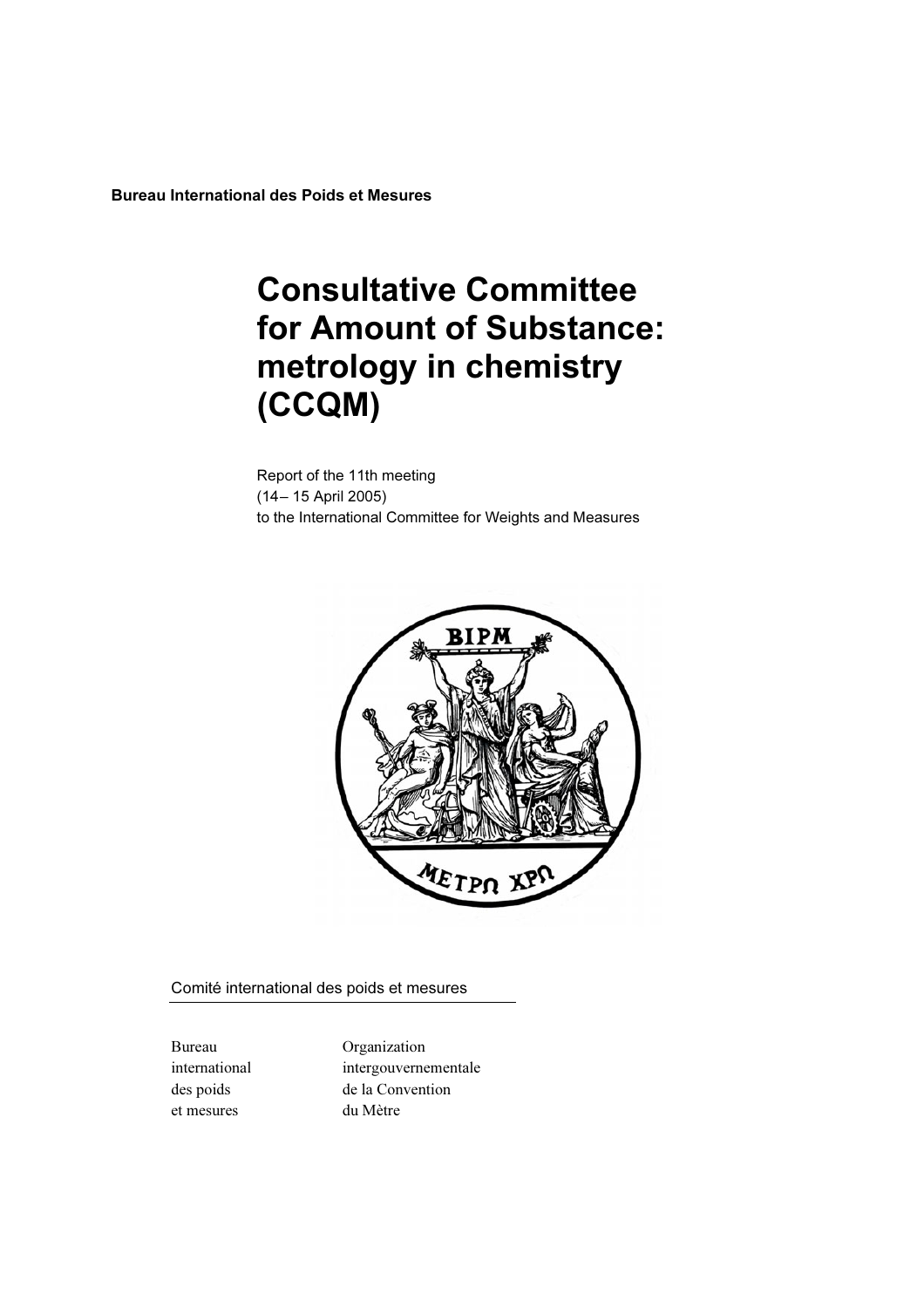**Bureau International des Poids et Mesures**

# Consultative Committee for Amount of Substance: metrology in chemistry (CCQM)

Report of the 11th meeting
(14 – 15 April 2005)
to the International Committee for Weights and Measures

Comité international des poids et mesures

| | |
|---|---|
| Bureau international des poids et mesures | Organization intergouvernementale de la Convention du Mètre |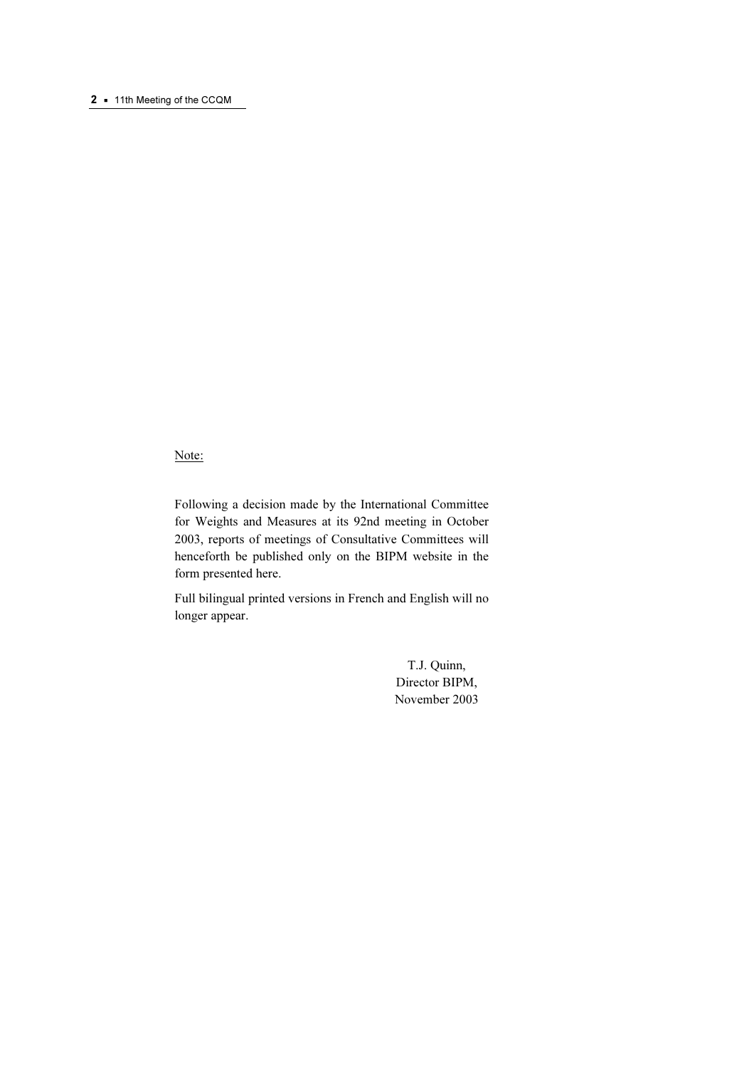Note:

Following a decision made by the International Committee for Weights and Measures at its 92nd meeting in October 2003, reports of meetings of Consultative Committees will henceforth be published only on the BIPM website in the form presented here.

Full bilingual printed versions in French and English will no longer appear.

T.J. Quinn,
Director BIPM,
November 2003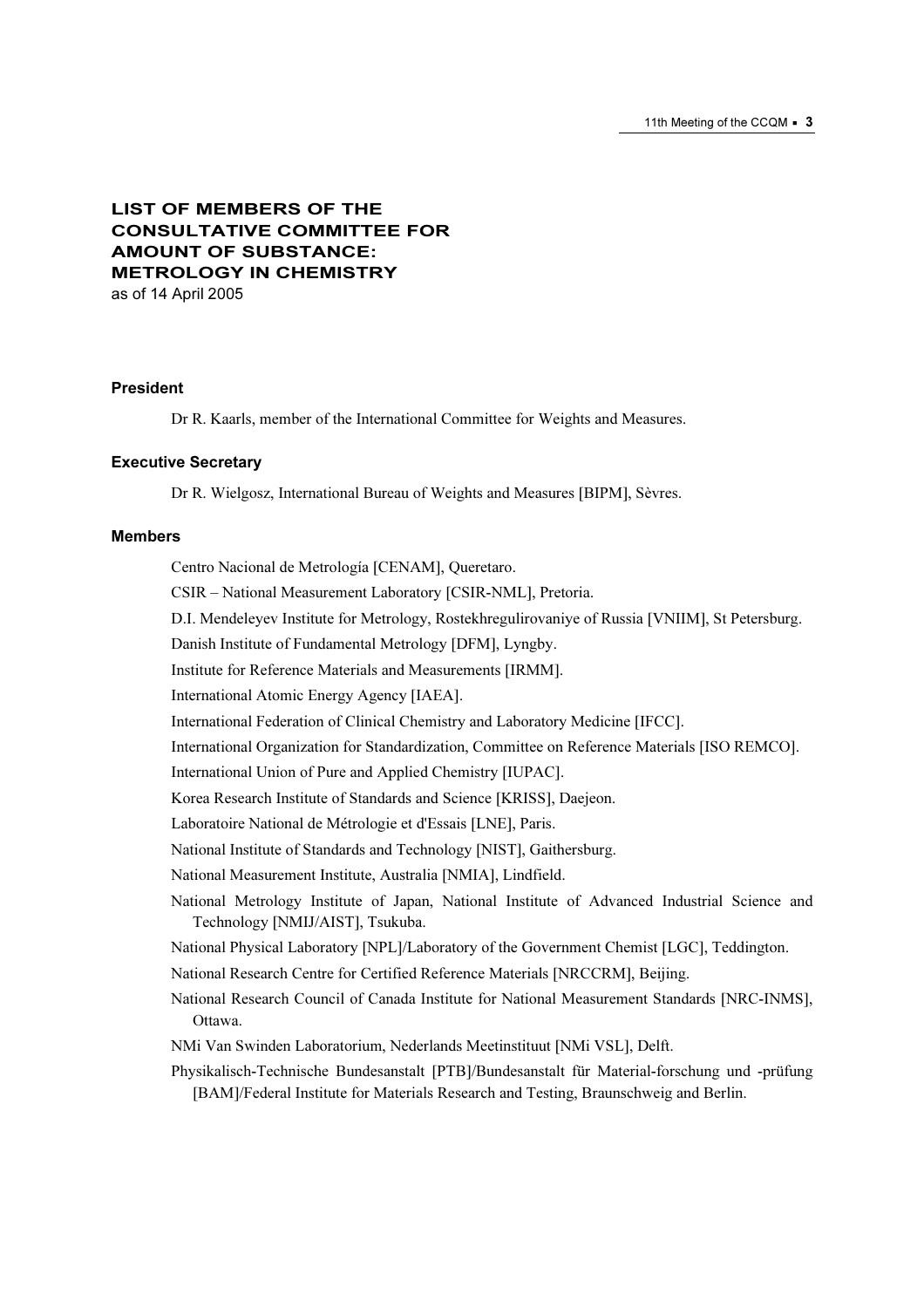# LIST OF MEMBERS OF THE CONSULTATIVE COMMITTEE FOR AMOUNT OF SUBSTANCE: METROLOGY IN CHEMISTRY

as of 14 April 2005

### President

Dr R. Kaarls, member of the International Committee for Weights and Measures.

### Executive Secretary

Dr R. Wielgosz, International Bureau of Weights and Measures [BIPM], Sèvres.

### Members

Centro Nacional de Metrología [CENAM], Queretaro.

CSIR – National Measurement Laboratory [CSIR-NML], Pretoria.

D.I. Mendeleyev Institute for Metrology, Rostekhregulirovaniye of Russia [VNIIM], St Petersburg.

Danish Institute of Fundamental Metrology [DFM], Lyngby.

Institute for Reference Materials and Measurements [IRMM].

International Atomic Energy Agency [IAEA].

International Federation of Clinical Chemistry and Laboratory Medicine [IFCC].

International Organization for Standardization, Committee on Reference Materials [ISO REMCO].

International Union of Pure and Applied Chemistry [IUPAC].

Korea Research Institute of Standards and Science [KRISS], Daejeon.

Laboratoire National de Métrologie et d'Essais [LNE], Paris.

National Institute of Standards and Technology [NIST], Gaithersburg.

National Measurement Institute, Australia [NMIA], Lindfield.

National Metrology Institute of Japan, National Institute of Advanced Industrial Science and Technology [NMIJ/AIST], Tsukuba.

National Physical Laboratory [NPL]/Laboratory of the Government Chemist [LGC], Teddington.

National Research Centre for Certified Reference Materials [NRCCRM], Beijing.

National Research Council of Canada Institute for National Measurement Standards [NRC-INMS], Ottawa.

NMi Van Swinden Laboratorium, Nederlands Meetinstituut [NMi VSL], Delft.

Physikalisch-Technische Bundesanstalt [PTB]/Bundesanstalt für Material-forschung und -prüfung [BAM]/Federal Institute for Materials Research and Testing, Braunschweig and Berlin.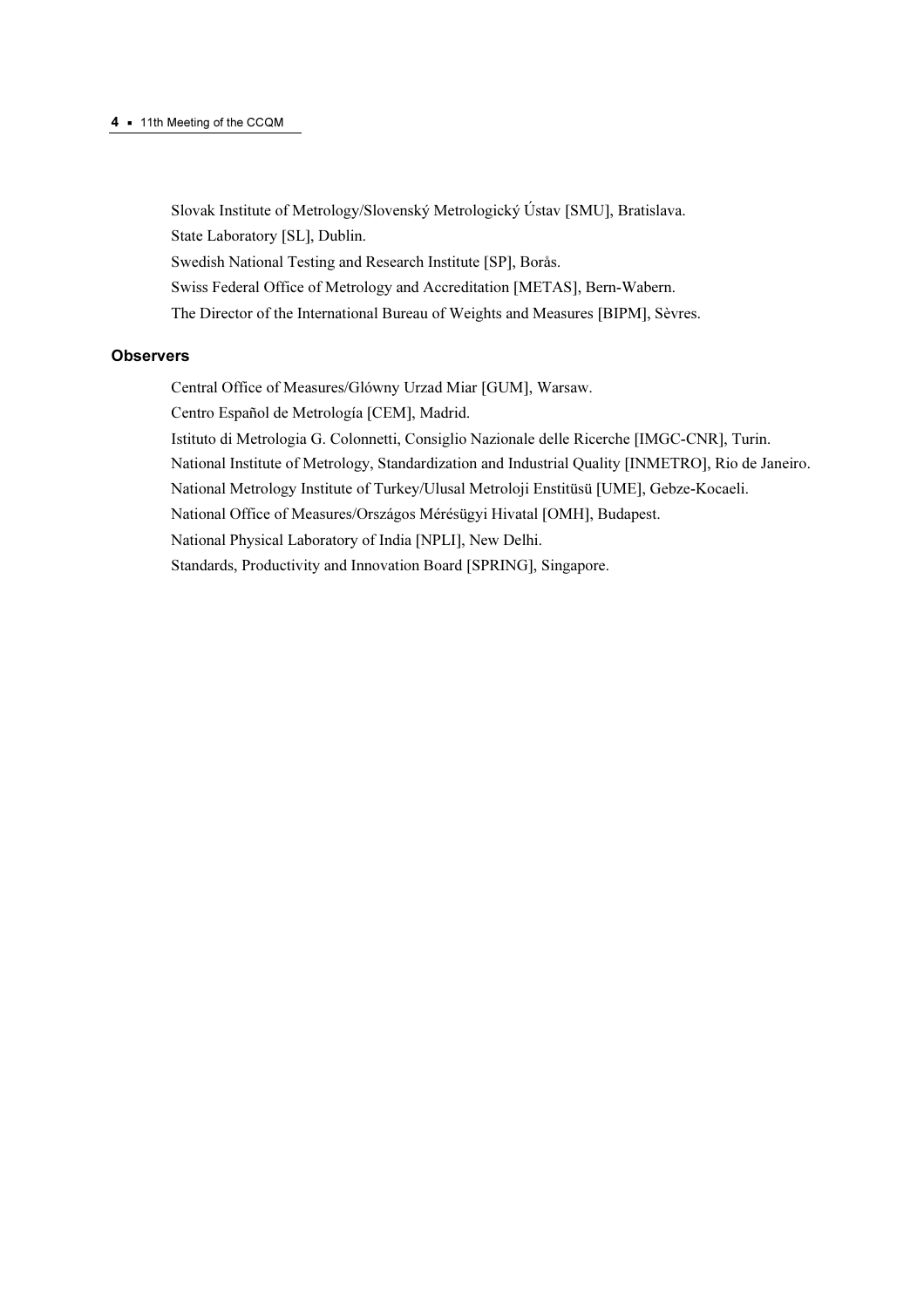Slovak Institute of Metrology/Slovenský Metrologický Ústav [SMU], Bratislava.

State Laboratory [SL], Dublin.

Swedish National Testing and Research Institute [SP], Borås.

Swiss Federal Office of Metrology and Accreditation [METAS], Bern-Wabern.

The Director of the International Bureau of Weights and Measures [BIPM], Sèvres.

### Observers

Central Office of Measures/Glówny Urzad Miar [GUM], Warsaw.

Centro Español de Metrología [CEM], Madrid.

Istituto di Metrologia G. Colonnetti, Consiglio Nazionale delle Ricerche [IMGC-CNR], Turin.

National Institute of Metrology, Standardization and Industrial Quality [INMETRO], Rio de Janeiro.

National Metrology Institute of Turkey/Ulusal Metroloji Enstitüsü [UME], Gebze-Kocaeli.

National Office of Measures/Országos Mérésügyi Hivatal [OMH], Budapest.

National Physical Laboratory of India [NPLI], New Delhi.

Standards, Productivity and Innovation Board [SPRING], Singapore.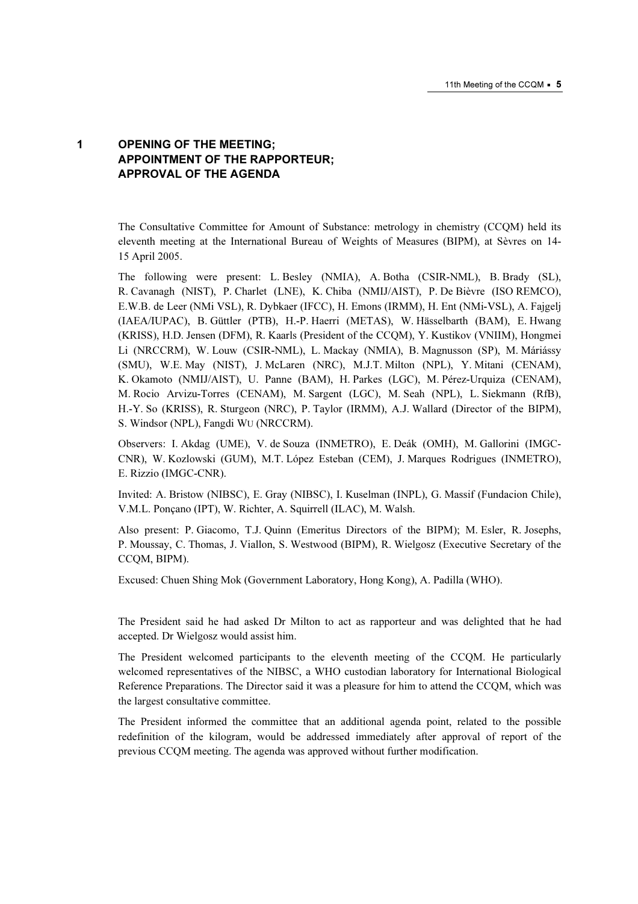# 1 OPENING OF THE MEETING; APPOINTMENT OF THE RAPPORTEUR; APPROVAL OF THE AGENDA

The Consultative Committee for Amount of Substance: metrology in chemistry (CCQM) held its eleventh meeting at the International Bureau of Weights of Measures (BIPM), at Sèvres on 14-15 April 2005.

The following were present: L. Besley (NMIA), A. Botha (CSIR-NML), B. Brady (SL), R. Cavanagh (NIST), P. Charlet (LNE), K. Chiba (NMIJ/AIST), P. De Bièvre (ISO REMCO), E.W.B. de Leer (NMi VSL), R. Dybkaer (IFCC), H. Emons (IRMM), H. Ent (NMi-VSL), A. Fajgelj (IAEA/IUPAC), B. Güttler (PTB), H.-P. Haerri (METAS), W. Hässelbarth (BAM), E. Hwang (KRISS), H.D. Jensen (DFM), R. Kaarls (President of the CCQM), Y. Kustikov (VNIIM), Hongmei Li (NRCCRM), W. Louw (CSIR-NML), L. Mackay (NMIA), B. Magnusson (SP), M. Máriássy (SMU), W.E. May (NIST), J. McLaren (NRC), M.J.T. Milton (NPL), Y. Mitani (CENAM), K. Okamoto (NMIJ/AIST), U. Panne (BAM), H. Parkes (LGC), M. Pérez-Urquiza (CENAM), M. Rocio Arvizu-Torres (CENAM), M. Sargent (LGC), M. Seah (NPL), L. Siekmann (RfB), H.-Y. So (KRISS), R. Sturgeon (NRC), P. Taylor (IRMM), A.J. Wallard (Director of the BIPM), S. Windsor (NPL), Fangdi Wu (NRCCRM).

Observers: I. Akdag (UME), V. de Souza (INMETRO), E. Deák (OMH), M. Gallorini (IMGC-CNR), W. Kozlowski (GUM), M.T. López Esteban (CEM), J. Marques Rodrigues (INMETRO), E. Rizzio (IMGC-CNR).

Invited: A. Bristow (NIBSC), E. Gray (NIBSC), I. Kuselman (INPL), G. Massif (Fundacion Chile), V.M.L. Ponçano (IPT), W. Richter, A. Squirrell (ILAC), M. Walsh.

Also present: P. Giacomo, T.J. Quinn (Emeritus Directors of the BIPM); M. Esler, R. Josephs, P. Moussay, C. Thomas, J. Viallon, S. Westwood (BIPM), R. Wielgosz (Executive Secretary of the CCQM, BIPM).

Excused: Chuen Shing Mok (Government Laboratory, Hong Kong), A. Padilla (WHO).

The President said he had asked Dr Milton to act as rapporteur and was delighted that he had accepted. Dr Wielgosz would assist him.

The President welcomed participants to the eleventh meeting of the CCQM. He particularly welcomed representatives of the NIBSC, a WHO custodian laboratory for International Biological Reference Preparations. The Director said it was a pleasure for him to attend the CCQM, which was the largest consultative committee.

The President informed the committee that an additional agenda point, related to the possible redefinition of the kilogram, would be addressed immediately after approval of report of the previous CCQM meeting. The agenda was approved without further modification.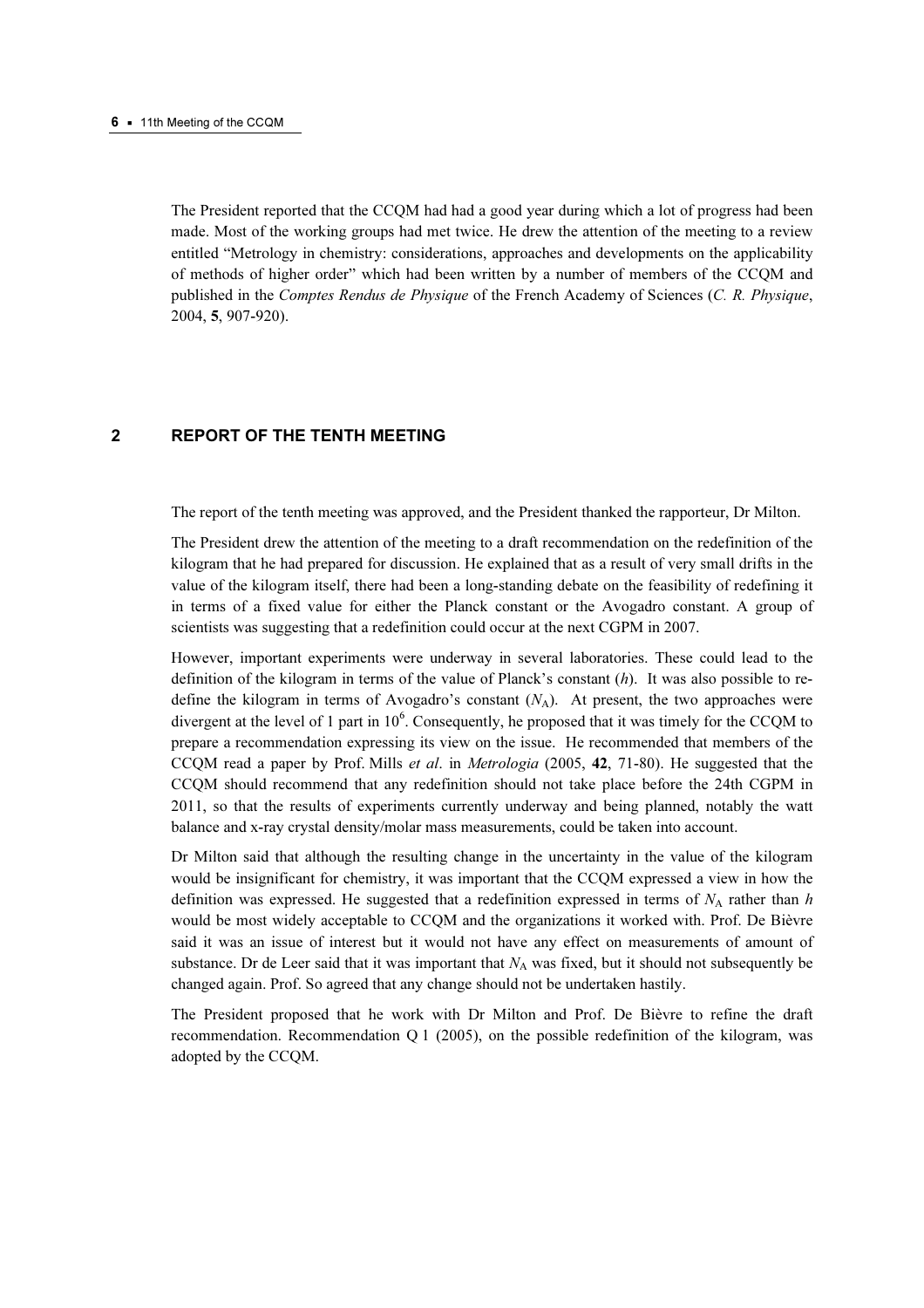The President reported that the CCQM had had a good year during which a lot of progress had been made. Most of the working groups had met twice. He drew the attention of the meeting to a review entitled "Metrology in chemistry: considerations, approaches and developments on the applicability of methods of higher order" which had been written by a number of members of the CCQM and published in the *Comptes Rendus de Physique* of the French Academy of Sciences (*C. R. Physique*, 2004, **5**, 907-920).

## 2 REPORT OF THE TENTH MEETING

The report of the tenth meeting was approved, and the President thanked the rapporteur, Dr Milton.

The President drew the attention of the meeting to a draft recommendation on the redefinition of the kilogram that he had prepared for discussion. He explained that as a result of very small drifts in the value of the kilogram itself, there had been a long-standing debate on the feasibility of redefining it in terms of a fixed value for either the Planck constant or the Avogadro constant. A group of scientists was suggesting that a redefinition could occur at the next CGPM in 2007.

However, important experiments were underway in several laboratories. These could lead to the definition of the kilogram in terms of the value of Planck's constant ($h$). It was also possible to re-define the kilogram in terms of Avogadro's constant ($N_A$). At present, the two approaches were divergent at the level of 1 part in $10^6$. Consequently, he proposed that it was timely for the CCQM to prepare a recommendation expressing its view on the issue. He recommended that members of the CCQM read a paper by Prof. Mills *et al*. in *Metrologia* (2005, **42**, 71-80). He suggested that the CCQM should recommend that any redefinition should not take place before the 24th CGPM in 2011, so that the results of experiments currently underway and being planned, notably the watt balance and x-ray crystal density/molar mass measurements, could be taken into account.

Dr Milton said that although the resulting change in the uncertainty in the value of the kilogram would be insignificant for chemistry, it was important that the CCQM expressed a view in how the definition was expressed. He suggested that a redefinition expressed in terms of $N_A$ rather than $h$ would be most widely acceptable to CCQM and the organizations it worked with. Prof. De Bièvre said it was an issue of interest but it would not have any effect on measurements of amount of substance. Dr de Leer said that it was important that $N_A$ was fixed, but it should not subsequently be changed again. Prof. So agreed that any change should not be undertaken hastily.

The President proposed that he work with Dr Milton and Prof. De Bièvre to refine the draft recommendation. Recommendation Q 1 (2005), on the possible redefinition of the kilogram, was adopted by the CCQM.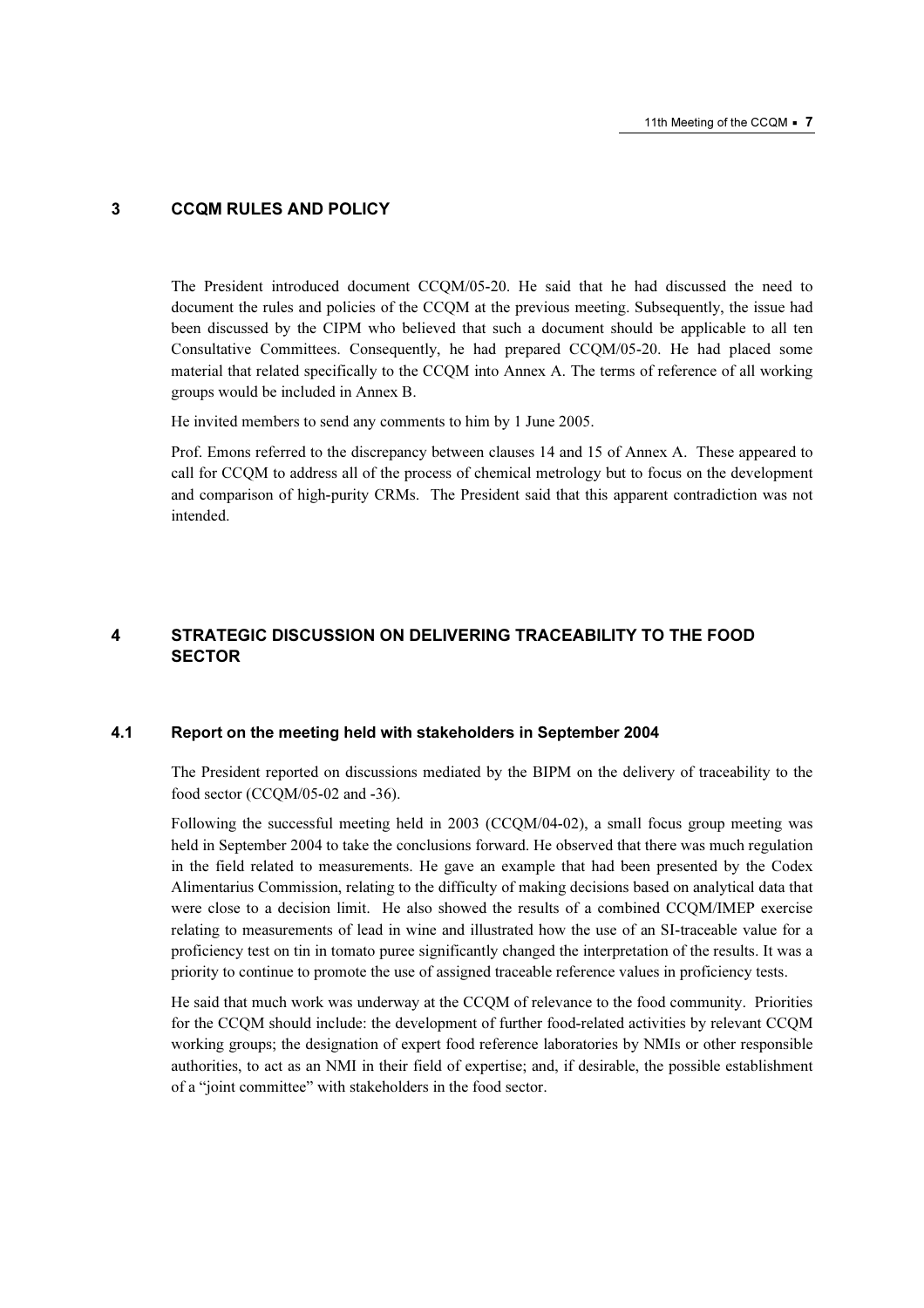# 3 CCQM RULES AND POLICY

The President introduced document CCQM/05-20. He said that he had discussed the need to document the rules and policies of the CCQM at the previous meeting. Subsequently, the issue had been discussed by the CIPM who believed that such a document should be applicable to all ten Consultative Committees. Consequently, he had prepared CCQM/05-20. He had placed some material that related specifically to the CCQM into Annex A. The terms of reference of all working groups would be included in Annex B.

He invited members to send any comments to him by 1 June 2005.

Prof. Emons referred to the discrepancy between clauses 14 and 15 of Annex A. These appeared to call for CCQM to address all of the process of chemical metrology but to focus on the development and comparison of high-purity CRMs. The President said that this apparent contradiction was not intended.

# 4 STRATEGIC DISCUSSION ON DELIVERING TRACEABILITY TO THE FOOD SECTOR

## 4.1 Report on the meeting held with stakeholders in September 2004

The President reported on discussions mediated by the BIPM on the delivery of traceability to the food sector (CCQM/05-02 and -36).

Following the successful meeting held in 2003 (CCQM/04-02), a small focus group meeting was held in September 2004 to take the conclusions forward. He observed that there was much regulation in the field related to measurements. He gave an example that had been presented by the Codex Alimentarius Commission, relating to the difficulty of making decisions based on analytical data that were close to a decision limit. He also showed the results of a combined CCQM/IMEP exercise relating to measurements of lead in wine and illustrated how the use of an SI-traceable value for a proficiency test on tin in tomato puree significantly changed the interpretation of the results. It was a priority to continue to promote the use of assigned traceable reference values in proficiency tests.

He said that much work was underway at the CCQM of relevance to the food community. Priorities for the CCQM should include: the development of further food-related activities by relevant CCQM working groups; the designation of expert food reference laboratories by NMIs or other responsible authorities, to act as an NMI in their field of expertise; and, if desirable, the possible establishment of a "joint committee" with stakeholders in the food sector.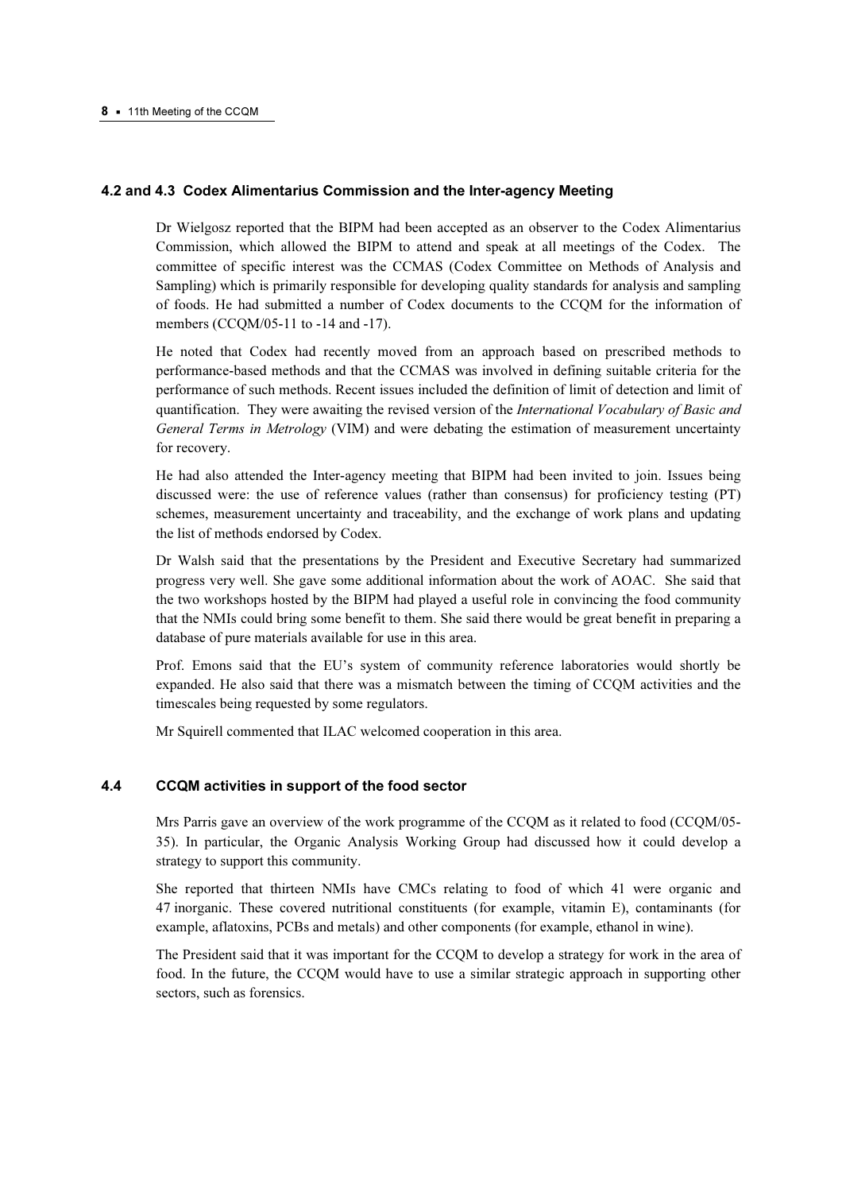### 4.2 and 4.3 Codex Alimentarius Commission and the Inter-agency Meeting

Dr Wielgosz reported that the BIPM had been accepted as an observer to the Codex Alimentarius Commission, which allowed the BIPM to attend and speak at all meetings of the Codex. The committee of specific interest was the CCMAS (Codex Committee on Methods of Analysis and Sampling) which is primarily responsible for developing quality standards for analysis and sampling of foods. He had submitted a number of Codex documents to the CCQM for the information of members (CCQM/05-11 to -14 and -17).

He noted that Codex had recently moved from an approach based on prescribed methods to performance-based methods and that the CCMAS was involved in defining suitable criteria for the performance of such methods. Recent issues included the definition of limit of detection and limit of quantification. They were awaiting the revised version of the *International Vocabulary of Basic and General Terms in Metrology* (VIM) and were debating the estimation of measurement uncertainty for recovery.

He had also attended the Inter-agency meeting that BIPM had been invited to join. Issues being discussed were: the use of reference values (rather than consensus) for proficiency testing (PT) schemes, measurement uncertainty and traceability, and the exchange of work plans and updating the list of methods endorsed by Codex.

Dr Walsh said that the presentations by the President and Executive Secretary had summarized progress very well. She gave some additional information about the work of AOAC. She said that the two workshops hosted by the BIPM had played a useful role in convincing the food community that the NMIs could bring some benefit to them. She said there would be great benefit in preparing a database of pure materials available for use in this area.

Prof. Emons said that the EU's system of community reference laboratories would shortly be expanded. He also said that there was a mismatch between the timing of CCQM activities and the timescales being requested by some regulators.

Mr Squirell commented that ILAC welcomed cooperation in this area.

### 4.4 CCQM activities in support of the food sector

Mrs Parris gave an overview of the work programme of the CCQM as it related to food (CCQM/05-35). In particular, the Organic Analysis Working Group had discussed how it could develop a strategy to support this community.

She reported that thirteen NMIs have CMCs relating to food of which 41 were organic and 47 inorganic. These covered nutritional constituents (for example, vitamin E), contaminants (for example, aflatoxins, PCBs and metals) and other components (for example, ethanol in wine).

The President said that it was important for the CCQM to develop a strategy for work in the area of food. In the future, the CCQM would have to use a similar strategic approach in supporting other sectors, such as forensics.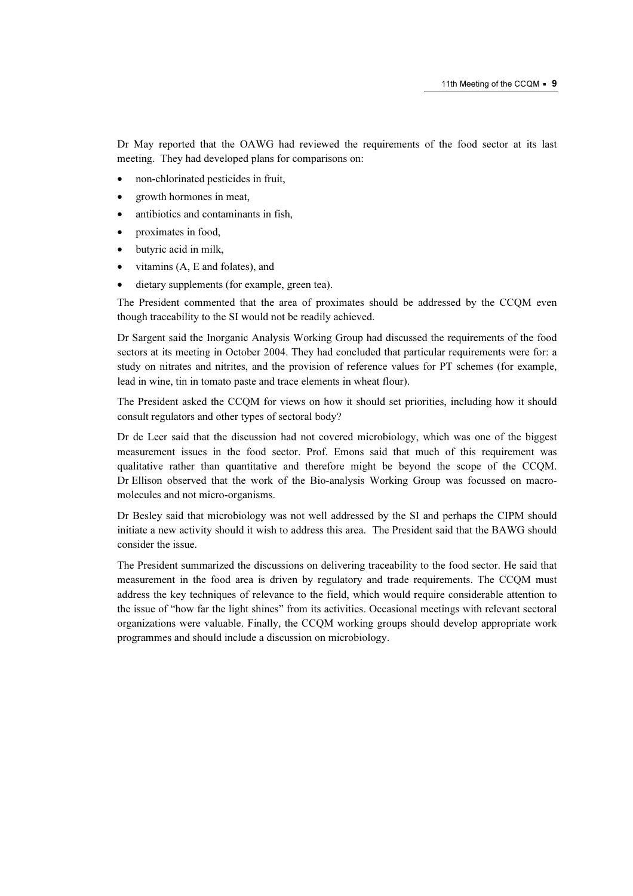Dr May reported that the OAWG had reviewed the requirements of the food sector at its last meeting. They had developed plans for comparisons on:

- non-chlorinated pesticides in fruit,
- growth hormones in meat,
- antibiotics and contaminants in fish,
- proximates in food,
- butyric acid in milk,
- vitamins (A, E and folates), and
- dietary supplements (for example, green tea).

The President commented that the area of proximates should be addressed by the CCQM even though traceability to the SI would not be readily achieved.

Dr Sargent said the Inorganic Analysis Working Group had discussed the requirements of the food sectors at its meeting in October 2004. They had concluded that particular requirements were for: a study on nitrates and nitrites, and the provision of reference values for PT schemes (for example, lead in wine, tin in tomato paste and trace elements in wheat flour).

The President asked the CCQM for views on how it should set priorities, including how it should consult regulators and other types of sectoral body?

Dr de Leer said that the discussion had not covered microbiology, which was one of the biggest measurement issues in the food sector. Prof. Emons said that much of this requirement was qualitative rather than quantitative and therefore might be beyond the scope of the CCQM. Dr Ellison observed that the work of the Bio-analysis Working Group was focussed on macro-molecules and not micro-organisms.

Dr Besley said that microbiology was not well addressed by the SI and perhaps the CIPM should initiate a new activity should it wish to address this area. The President said that the BAWG should consider the issue.

The President summarized the discussions on delivering traceability to the food sector. He said that measurement in the food area is driven by regulatory and trade requirements. The CCQM must address the key techniques of relevance to the field, which would require considerable attention to the issue of "how far the light shines" from its activities. Occasional meetings with relevant sectoral organizations were valuable. Finally, the CCQM working groups should develop appropriate work programmes and should include a discussion on microbiology.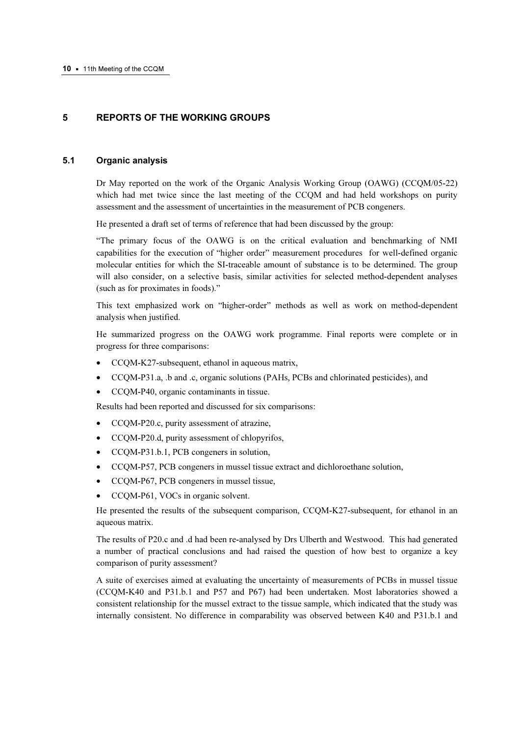## 5 REPORTS OF THE WORKING GROUPS

### 5.1 Organic analysis

Dr May reported on the work of the Organic Analysis Working Group (OAWG) (CCQM/05-22) which had met twice since the last meeting of the CCQM and had held workshops on purity assessment and the assessment of uncertainties in the measurement of PCB congeners.

He presented a draft set of terms of reference that had been discussed by the group:

"The primary focus of the OAWG is on the critical evaluation and benchmarking of NMI capabilities for the execution of "higher order" measurement procedures for well-defined organic molecular entities for which the SI-traceable amount of substance is to be determined. The group will also consider, on a selective basis, similar activities for selected method-dependent analyses (such as for proximates in foods)."

This text emphasized work on "higher-order" methods as well as work on method-dependent analysis when justified.

He summarized progress on the OAWG work programme. Final reports were complete or in progress for three comparisons:

- CCQM-K27-subsequent, ethanol in aqueous matrix,
- CCQM-P31.a, .b and .c, organic solutions (PAHs, PCBs and chlorinated pesticides), and
- CCQM-P40, organic contaminants in tissue.

Results had been reported and discussed for six comparisons:

- CCQM-P20.c, purity assessment of atrazine,
- CCQM-P20.d, purity assessment of chlopyrifos,
- CCQM-P31.b.1, PCB congeners in solution,
- CCQM-P57, PCB congeners in mussel tissue extract and dichloroethane solution,
- CCQM-P67, PCB congeners in mussel tissue,
- CCQM-P61, VOCs in organic solvent.

He presented the results of the subsequent comparison, CCQM-K27-subsequent, for ethanol in an aqueous matrix.

The results of P20.c and .d had been re-analysed by Drs Ulberth and Westwood. This had generated a number of practical conclusions and had raised the question of how best to organize a key comparison of purity assessment?

A suite of exercises aimed at evaluating the uncertainty of measurements of PCBs in mussel tissue (CCQM-K40 and P31.b.1 and P57 and P67) had been undertaken. Most laboratories showed a consistent relationship for the mussel extract to the tissue sample, which indicated that the study was internally consistent. No difference in comparability was observed between K40 and P31.b.1 and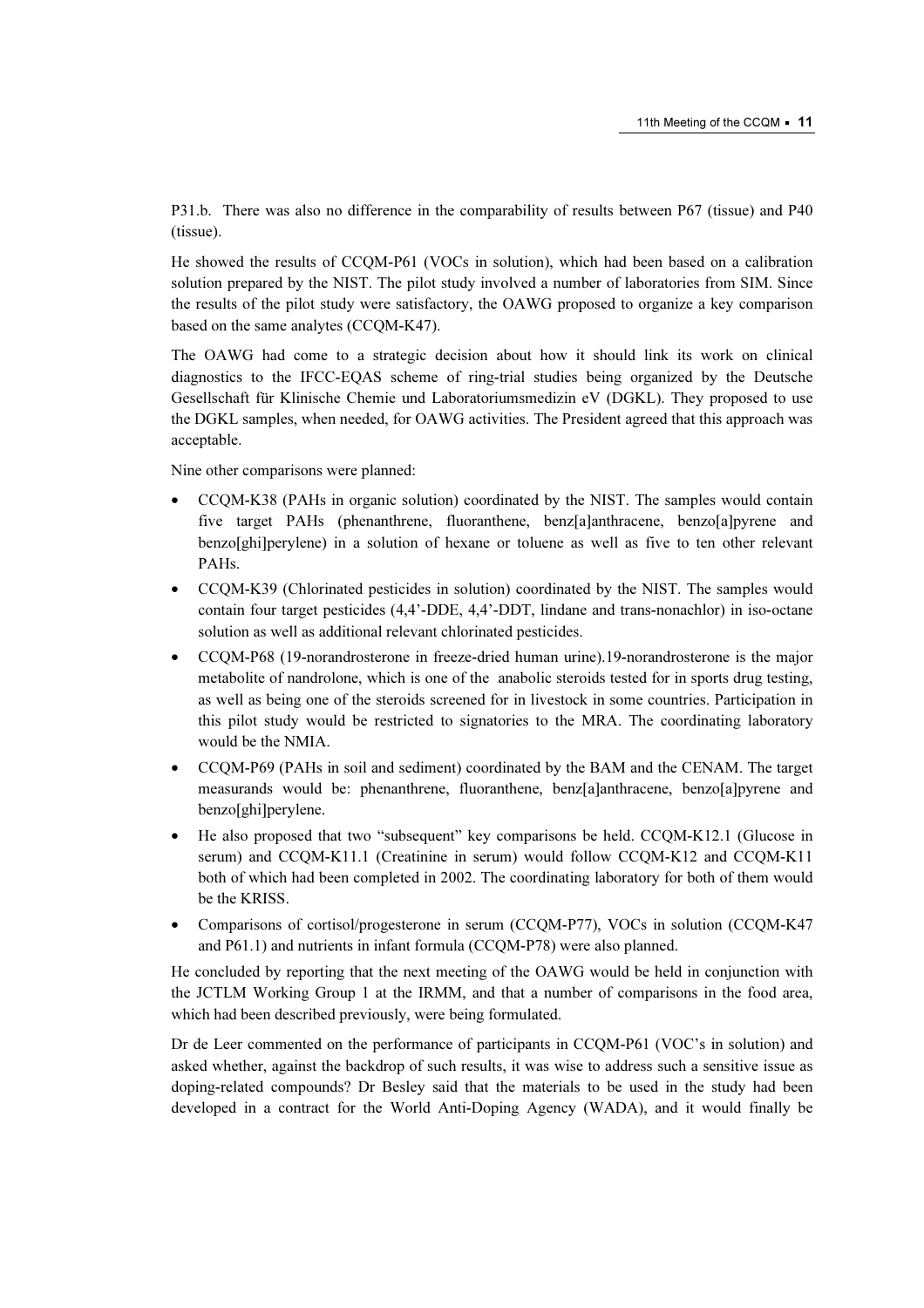P31.b. There was also no difference in the comparability of results between P67 (tissue) and P40 (tissue).

He showed the results of CCQM-P61 (VOCs in solution), which had been based on a calibration solution prepared by the NIST. The pilot study involved a number of laboratories from SIM. Since the results of the pilot study were satisfactory, the OAWG proposed to organize a key comparison based on the same analytes (CCQM-K47).

The OAWG had come to a strategic decision about how it should link its work on clinical diagnostics to the IFCC-EQAS scheme of ring-trial studies being organized by the Deutsche Gesellschaft für Klinische Chemie und Laboratoriumsmedizin eV (DGKL). They proposed to use the DGKL samples, when needed, for OAWG activities. The President agreed that this approach was acceptable.

Nine other comparisons were planned:

- CCQM-K38 (PAHs in organic solution) coordinated by the NIST. The samples would contain five target PAHs (phenanthrene, fluoranthene, benz[a]anthracene, benzo[a]pyrene and benzo[ghi]perylene) in a solution of hexane or toluene as well as five to ten other relevant PAHs.
- CCQM-K39 (Chlorinated pesticides in solution) coordinated by the NIST. The samples would contain four target pesticides (4,4'-DDE, 4,4'-DDT, lindane and trans-nonachlor) in iso-octane solution as well as additional relevant chlorinated pesticides.
- CCQM-P68 (19-norandrosterone in freeze-dried human urine).19-norandrosterone is the major metabolite of nandrolone, which is one of the anabolic steroids tested for in sports drug testing, as well as being one of the steroids screened for in livestock in some countries. Participation in this pilot study would be restricted to signatories to the MRA. The coordinating laboratory would be the NMIA.
- CCQM-P69 (PAHs in soil and sediment) coordinated by the BAM and the CENAM. The target measurands would be: phenanthrene, fluoranthene, benz[a]anthracene, benzo[a]pyrene and benzo[ghi]perylene.
- He also proposed that two "subsequent" key comparisons be held. CCQM-K12.1 (Glucose in serum) and CCQM-K11.1 (Creatinine in serum) would follow CCQM-K12 and CCQM-K11 both of which had been completed in 2002. The coordinating laboratory for both of them would be the KRISS.
- Comparisons of cortisol/progesterone in serum (CCQM-P77), VOCs in solution (CCQM-K47 and P61.1) and nutrients in infant formula (CCQM-P78) were also planned.

He concluded by reporting that the next meeting of the OAWG would be held in conjunction with the JCTLM Working Group 1 at the IRMM, and that a number of comparisons in the food area, which had been described previously, were being formulated.

Dr de Leer commented on the performance of participants in CCQM-P61 (VOC's in solution) and asked whether, against the backdrop of such results, it was wise to address such a sensitive issue as doping-related compounds? Dr Besley said that the materials to be used in the study had been developed in a contract for the World Anti-Doping Agency (WADA), and it would finally be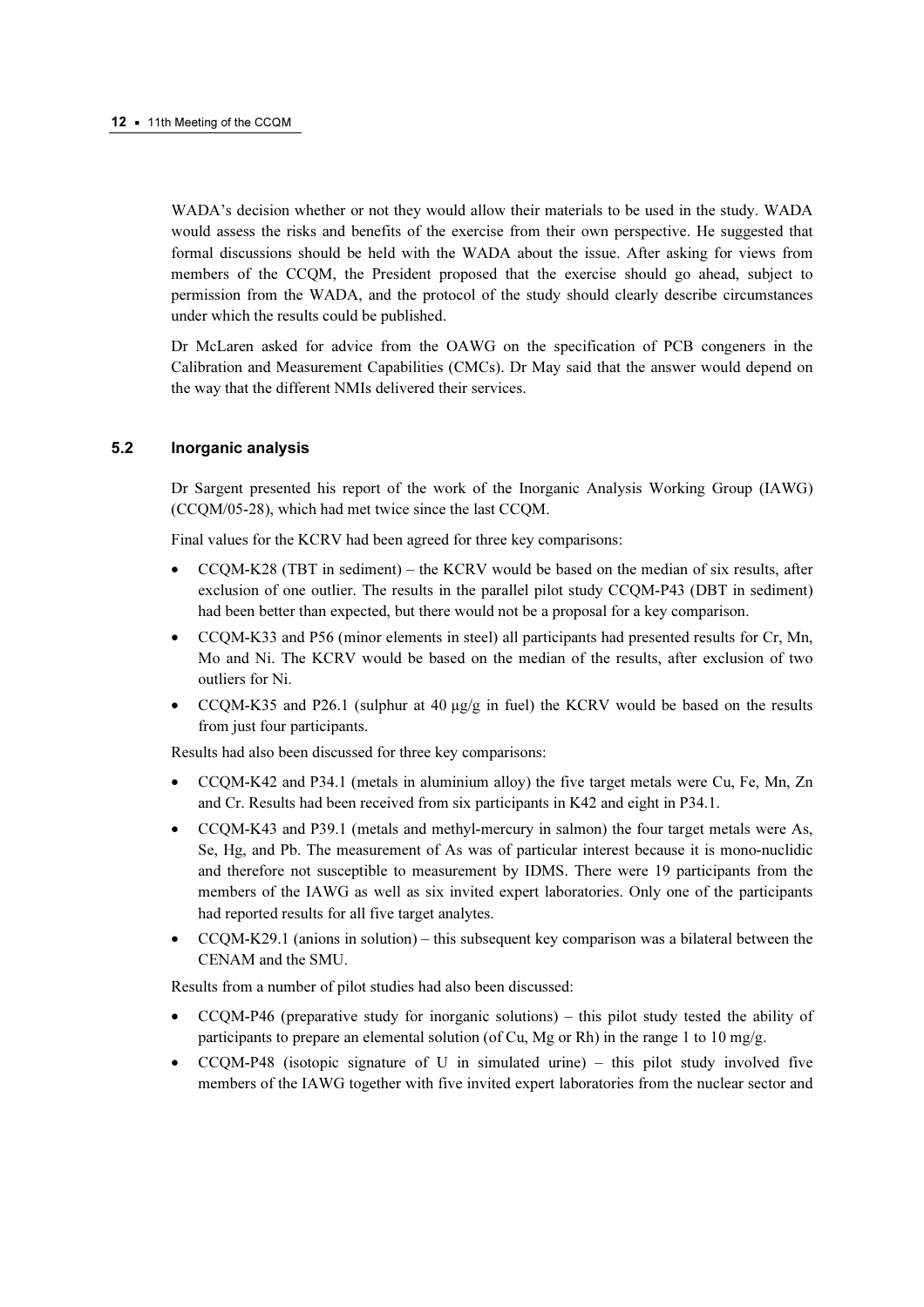WADA's decision whether or not they would allow their materials to be used in the study. WADA would assess the risks and benefits of the exercise from their own perspective. He suggested that formal discussions should be held with the WADA about the issue. After asking for views from members of the CCQM, the President proposed that the exercise should go ahead, subject to permission from the WADA, and the protocol of the study should clearly describe circumstances under which the results could be published.

Dr McLaren asked for advice from the OAWG on the specification of PCB congeners in the Calibration and Measurement Capabilities (CMCs). Dr May said that the answer would depend on the way that the different NMIs delivered their services.

### 5.2 Inorganic analysis

Dr Sargent presented his report of the work of the Inorganic Analysis Working Group (IAWG) (CCQM/05-28), which had met twice since the last CCQM.

Final values for the KCRV had been agreed for three key comparisons:

- CCQM-K28 (TBT in sediment) – the KCRV would be based on the median of six results, after exclusion of one outlier. The results in the parallel pilot study CCQM-P43 (DBT in sediment) had been better than expected, but there would not be a proposal for a key comparison.
- CCQM-K33 and P56 (minor elements in steel) all participants had presented results for Cr, Mn, Mo and Ni. The KCRV would be based on the median of the results, after exclusion of two outliers for Ni.
- CCQM-K35 and P26.1 (sulphur at 40 µg/g in fuel) the KCRV would be based on the results from just four participants.

Results had also been discussed for three key comparisons:

- CCQM-K42 and P34.1 (metals in aluminium alloy) the five target metals were Cu, Fe, Mn, Zn and Cr. Results had been received from six participants in K42 and eight in P34.1.
- CCQM-K43 and P39.1 (metals and methyl-mercury in salmon) the four target metals were As, Se, Hg, and Pb. The measurement of As was of particular interest because it is mono-nuclidic and therefore not susceptible to measurement by IDMS. There were 19 participants from the members of the IAWG as well as six invited expert laboratories. Only one of the participants had reported results for all five target analytes.
- CCQM-K29.1 (anions in solution) – this subsequent key comparison was a bilateral between the CENAM and the SMU.

Results from a number of pilot studies had also been discussed:

- CCQM-P46 (preparative study for inorganic solutions) – this pilot study tested the ability of participants to prepare an elemental solution (of Cu, Mg or Rh) in the range 1 to 10 mg/g.
- CCQM-P48 (isotopic signature of U in simulated urine) – this pilot study involved five members of the IAWG together with five invited expert laboratories from the nuclear sector and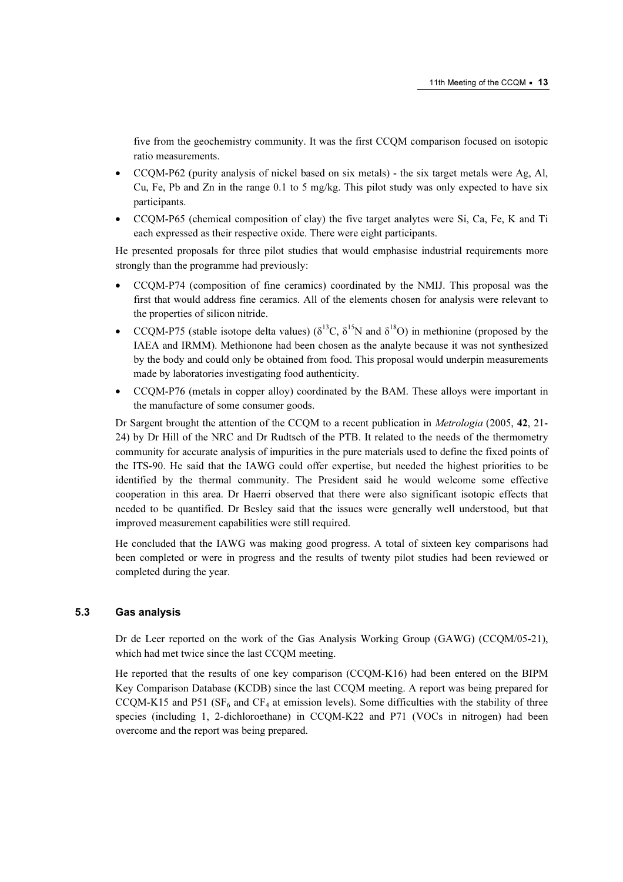five from the geochemistry community. It was the first CCQM comparison focused on isotopic ratio measurements.

- CCQM-P62 (purity analysis of nickel based on six metals) - the six target metals were Ag, Al, Cu, Fe, Pb and Zn in the range 0.1 to 5 mg/kg. This pilot study was only expected to have six participants.
- CCQM-P65 (chemical composition of clay) the five target analytes were Si, Ca, Fe, K and Ti each expressed as their respective oxide. There were eight participants.

He presented proposals for three pilot studies that would emphasise industrial requirements more strongly than the programme had previously:

- CCQM-P74 (composition of fine ceramics) coordinated by the NMIJ. This proposal was the first that would address fine ceramics. All of the elements chosen for analysis were relevant to the properties of silicon nitride.
- CCQM-P75 (stable isotope delta values) ($\delta^{13}C$, $\delta^{15}N$ and $\delta^{18}O$) in methionine (proposed by the IAEA and IRMM). Methionone had been chosen as the analyte because it was not synthesized by the body and could only be obtained from food. This proposal would underpin measurements made by laboratories investigating food authenticity.
- CCQM-P76 (metals in copper alloy) coordinated by the BAM. These alloys were important in the manufacture of some consumer goods.

Dr Sargent brought the attention of the CCQM to a recent publication in *Metrologia* (2005, **42**, 21-24) by Dr Hill of the NRC and Dr Rudtsch of the PTB. It related to the needs of the thermometry community for accurate analysis of impurities in the pure materials used to define the fixed points of the ITS-90. He said that the IAWG could offer expertise, but needed the highest priorities to be identified by the thermal community. The President said he would welcome some effective cooperation in this area. Dr Haerri observed that there were also significant isotopic effects that needed to be quantified. Dr Besley said that the issues were generally well understood, but that improved measurement capabilities were still required.

He concluded that the IAWG was making good progress. A total of sixteen key comparisons had been completed or were in progress and the results of twenty pilot studies had been reviewed or completed during the year.

### 5.3 Gas analysis

Dr de Leer reported on the work of the Gas Analysis Working Group (GAWG) (CCQM/05-21), which had met twice since the last CCQM meeting.

He reported that the results of one key comparison (CCQM-K16) had been entered on the BIPM Key Comparison Database (KCDB) since the last CCQM meeting. A report was being prepared for CCQM-K15 and P51 ($SF_6$ and $CF_4$ at emission levels). Some difficulties with the stability of three species (including 1, 2-dichloroethane) in CCQM-K22 and P71 (VOCs in nitrogen) had been overcome and the report was being prepared.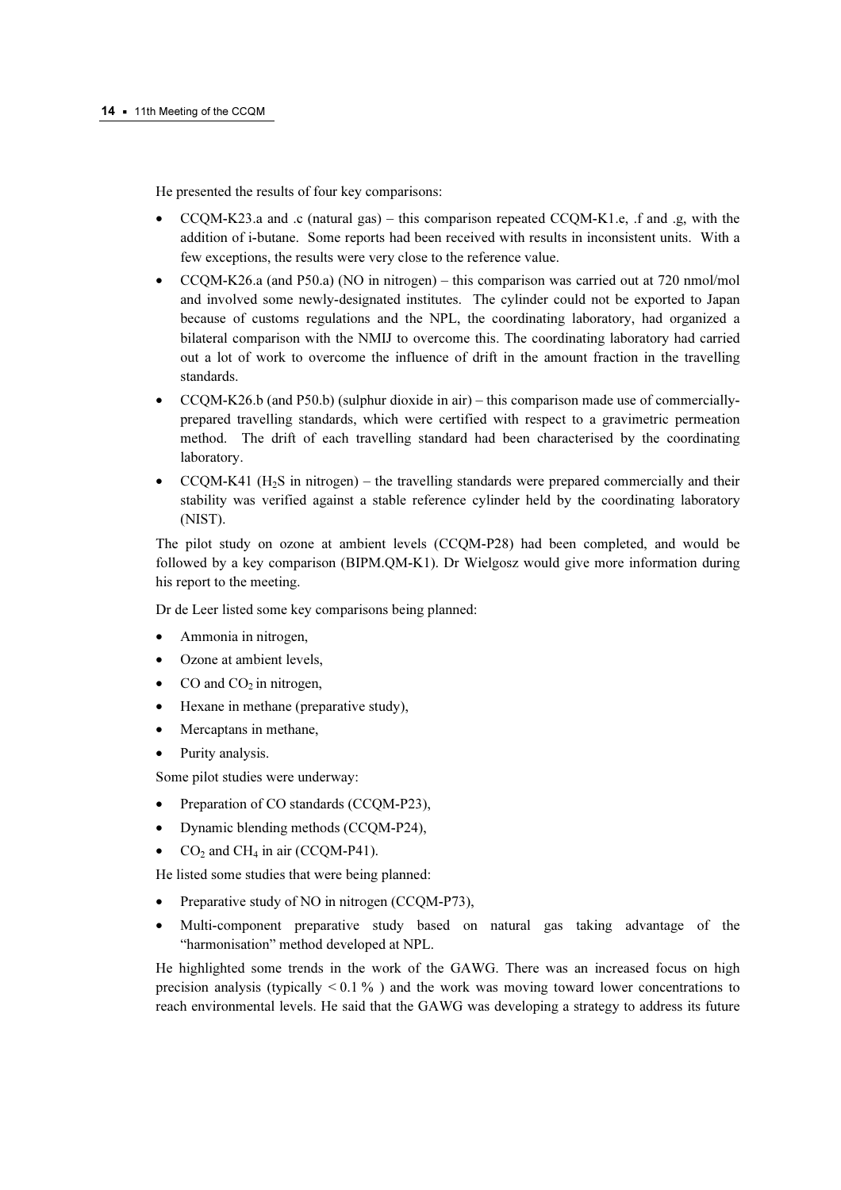He presented the results of four key comparisons:

- CCQM-K23.a and .c (natural gas) – this comparison repeated CCQM-K1.e, .f and .g, with the addition of i-butane. Some reports had been received with results in inconsistent units. With a few exceptions, the results were very close to the reference value.
- CCQM-K26.a (and P50.a) (NO in nitrogen) – this comparison was carried out at 720 nmol/mol and involved some newly-designated institutes. The cylinder could not be exported to Japan because of customs regulations and the NPL, the coordinating laboratory, had organized a bilateral comparison with the NMIJ to overcome this. The coordinating laboratory had carried out a lot of work to overcome the influence of drift in the amount fraction in the travelling standards.
- CCQM-K26.b (and P50.b) (sulphur dioxide in air) – this comparison made use of commercially-prepared travelling standards, which were certified with respect to a gravimetric permeation method. The drift of each travelling standard had been characterised by the coordinating laboratory.
- CCQM-K41 ($H_2S$ in nitrogen) – the travelling standards were prepared commercially and their stability was verified against a stable reference cylinder held by the coordinating laboratory (NIST).

The pilot study on ozone at ambient levels (CCQM-P28) had been completed, and would be followed by a key comparison (BIPM.QM-K1). Dr Wielgosz would give more information during his report to the meeting.

Dr de Leer listed some key comparisons being planned:

- Ammonia in nitrogen,
- Ozone at ambient levels,
- CO and $CO_2$ in nitrogen,
- Hexane in methane (preparative study),
- Mercaptans in methane,
- Purity analysis.

Some pilot studies were underway:

- Preparation of CO standards (CCQM-P23),
- Dynamic blending methods (CCQM-P24),
- $CO_2$ and $CH_4$ in air (CCQM-P41).

He listed some studies that were being planned:

- Preparative study of NO in nitrogen (CCQM-P73),
- Multi-component preparative study based on natural gas taking advantage of the "harmonisation" method developed at NPL.

He highlighted some trends in the work of the GAWG. There was an increased focus on high precision analysis (typically $< 0.1$ % ) and the work was moving toward lower concentrations to reach environmental levels. He said that the GAWG was developing a strategy to address its future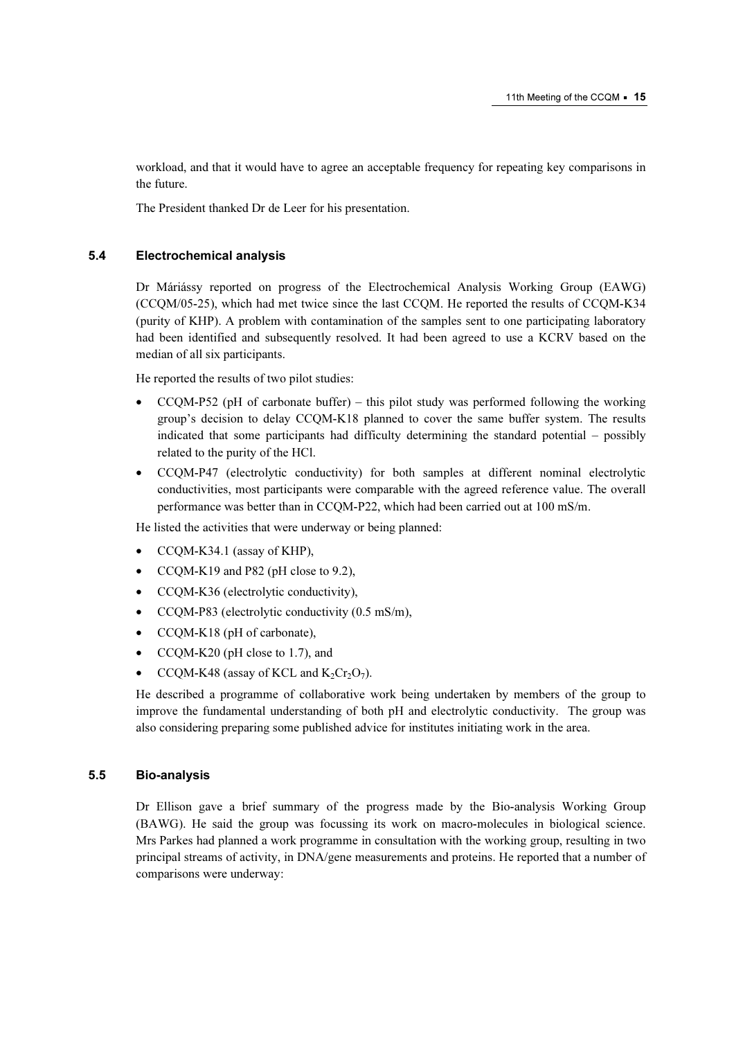workload, and that it would have to agree an acceptable frequency for repeating key comparisons in the future.

The President thanked Dr de Leer for his presentation.

## 5.4 Electrochemical analysis

Dr Máriássy reported on progress of the Electrochemical Analysis Working Group (EAWG) (CCQM/05-25), which had met twice since the last CCQM. He reported the results of CCQM-K34 (purity of KHP). A problem with contamination of the samples sent to one participating laboratory had been identified and subsequently resolved. It had been agreed to use a KCRV based on the median of all six participants.

He reported the results of two pilot studies:

- CCQM-P52 (pH of carbonate buffer) – this pilot study was performed following the working group's decision to delay CCQM-K18 planned to cover the same buffer system. The results indicated that some participants had difficulty determining the standard potential – possibly related to the purity of the HCl.
- CCQM-P47 (electrolytic conductivity) for both samples at different nominal electrolytic conductivities, most participants were comparable with the agreed reference value. The overall performance was better than in CCQM-P22, which had been carried out at 100 mS/m.

He listed the activities that were underway or being planned:

- CCQM-K34.1 (assay of KHP),
- CCQM-K19 and P82 (pH close to 9.2),
- CCQM-K36 (electrolytic conductivity),
- CCQM-P83 (electrolytic conductivity (0.5 mS/m),
- CCQM-K18 (pH of carbonate),
- CCQM-K20 (pH close to 1.7), and
- CCQM-K48 (assay of KCL and $K_2Cr_2O_7$).

He described a programme of collaborative work being undertaken by members of the group to improve the fundamental understanding of both pH and electrolytic conductivity. The group was also considering preparing some published advice for institutes initiating work in the area.

## 5.5 Bio-analysis

Dr Ellison gave a brief summary of the progress made by the Bio-analysis Working Group (BAWG). He said the group was focussing its work on macro-molecules in biological science. Mrs Parkes had planned a work programme in consultation with the working group, resulting in two principal streams of activity, in DNA/gene measurements and proteins. He reported that a number of comparisons were underway: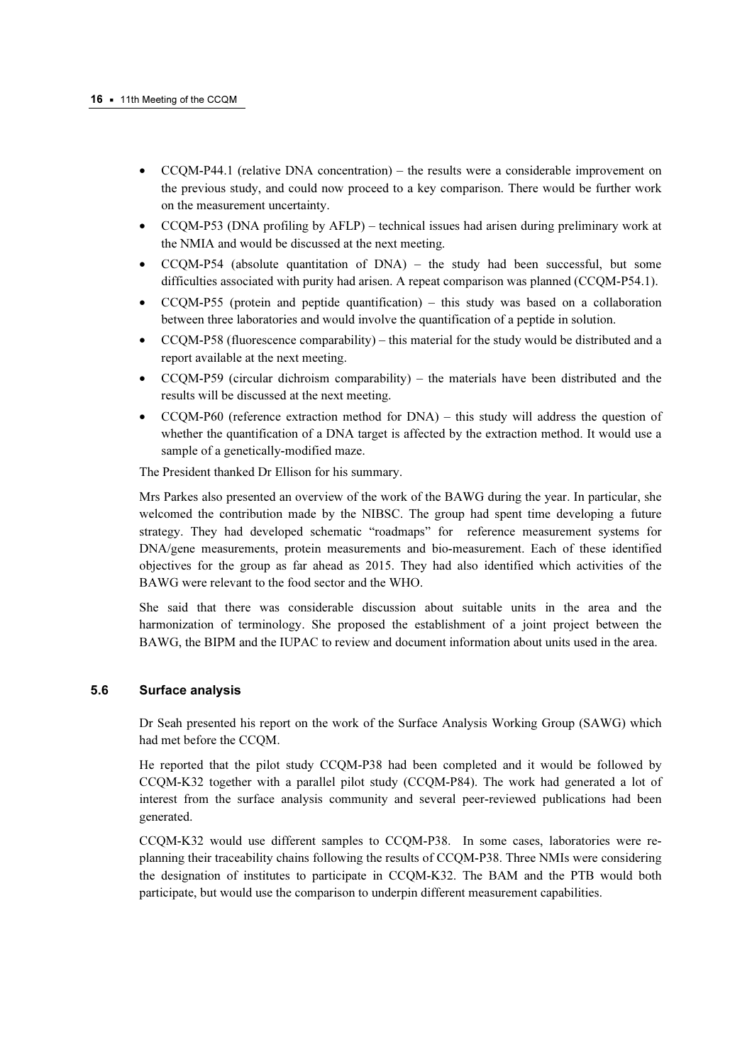- CCQM-P44.1 (relative DNA concentration) – the results were a considerable improvement on the previous study, and could now proceed to a key comparison. There would be further work on the measurement uncertainty.
- CCQM-P53 (DNA profiling by AFLP) – technical issues had arisen during preliminary work at the NMIA and would be discussed at the next meeting.
- CCQM-P54 (absolute quantitation of DNA) – the study had been successful, but some difficulties associated with purity had arisen. A repeat comparison was planned (CCQM-P54.1).
- CCQM-P55 (protein and peptide quantification) – this study was based on a collaboration between three laboratories and would involve the quantification of a peptide in solution.
- CCQM-P58 (fluorescence comparability) – this material for the study would be distributed and a report available at the next meeting.
- CCQM-P59 (circular dichroism comparability) – the materials have been distributed and the results will be discussed at the next meeting.
- CCQM-P60 (reference extraction method for DNA) – this study will address the question of whether the quantification of a DNA target is affected by the extraction method. It would use a sample of a genetically-modified maze.

The President thanked Dr Ellison for his summary.

Mrs Parkes also presented an overview of the work of the BAWG during the year. In particular, she welcomed the contribution made by the NIBSC. The group had spent time developing a future strategy. They had developed schematic "roadmaps" for reference measurement systems for DNA/gene measurements, protein measurements and bio-measurement. Each of these identified objectives for the group as far ahead as 2015. They had also identified which activities of the BAWG were relevant to the food sector and the WHO.

She said that there was considerable discussion about suitable units in the area and the harmonization of terminology. She proposed the establishment of a joint project between the BAWG, the BIPM and the IUPAC to review and document information about units used in the area.

### 5.6 Surface analysis

Dr Seah presented his report on the work of the Surface Analysis Working Group (SAWG) which had met before the CCQM.

He reported that the pilot study CCQM-P38 had been completed and it would be followed by CCQM-K32 together with a parallel pilot study (CCQM-P84). The work had generated a lot of interest from the surface analysis community and several peer-reviewed publications had been generated.

CCQM-K32 would use different samples to CCQM-P38. In some cases, laboratories were re-planning their traceability chains following the results of CCQM-P38. Three NMIs were considering the designation of institutes to participate in CCQM-K32. The BAM and the PTB would both participate, but would use the comparison to underpin different measurement capabilities.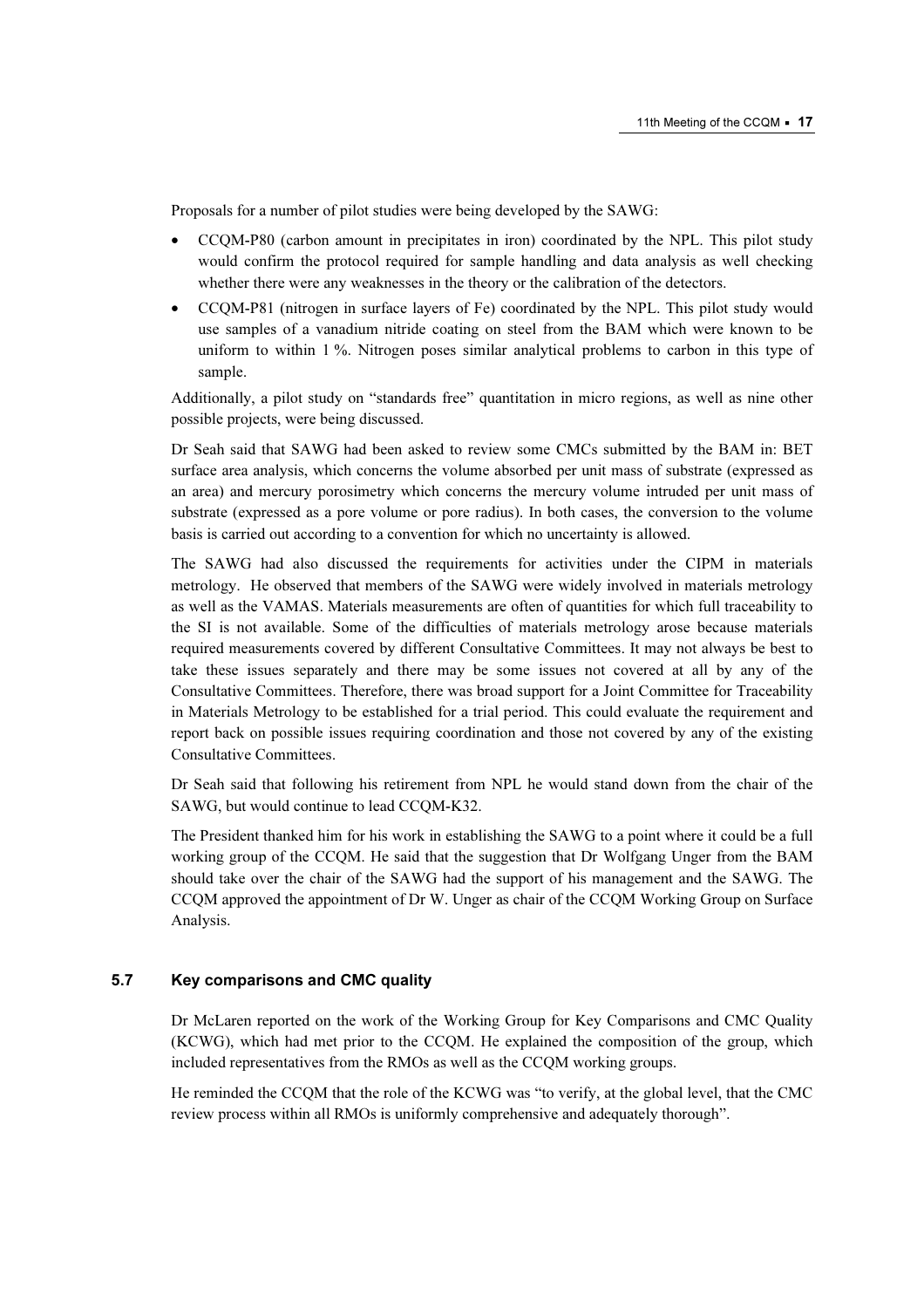Proposals for a number of pilot studies were being developed by the SAWG:

- CCQM-P80 (carbon amount in precipitates in iron) coordinated by the NPL. This pilot study would confirm the protocol required for sample handling and data analysis as well checking whether there were any weaknesses in the theory or the calibration of the detectors.
- CCQM-P81 (nitrogen in surface layers of Fe) coordinated by the NPL. This pilot study would use samples of a vanadium nitride coating on steel from the BAM which were known to be uniform to within 1 %. Nitrogen poses similar analytical problems to carbon in this type of sample.

Additionally, a pilot study on "standards free" quantitation in micro regions, as well as nine other possible projects, were being discussed.

Dr Seah said that SAWG had been asked to review some CMCs submitted by the BAM in: BET surface area analysis, which concerns the volume absorbed per unit mass of substrate (expressed as an area) and mercury porosimetry which concerns the mercury volume intruded per unit mass of substrate (expressed as a pore volume or pore radius). In both cases, the conversion to the volume basis is carried out according to a convention for which no uncertainty is allowed.

The SAWG had also discussed the requirements for activities under the CIPM in materials metrology. He observed that members of the SAWG were widely involved in materials metrology as well as the VAMAS. Materials measurements are often of quantities for which full traceability to the SI is not available. Some of the difficulties of materials metrology arose because materials required measurements covered by different Consultative Committees. It may not always be best to take these issues separately and there may be some issues not covered at all by any of the Consultative Committees. Therefore, there was broad support for a Joint Committee for Traceability in Materials Metrology to be established for a trial period. This could evaluate the requirement and report back on possible issues requiring coordination and those not covered by any of the existing Consultative Committees.

Dr Seah said that following his retirement from NPL he would stand down from the chair of the SAWG, but would continue to lead CCQM-K32.

The President thanked him for his work in establishing the SAWG to a point where it could be a full working group of the CCQM. He said that the suggestion that Dr Wolfgang Unger from the BAM should take over the chair of the SAWG had the support of his management and the SAWG. The CCQM approved the appointment of Dr W. Unger as chair of the CCQM Working Group on Surface Analysis.

### 5.7 Key comparisons and CMC quality

Dr McLaren reported on the work of the Working Group for Key Comparisons and CMC Quality (KCWG), which had met prior to the CCQM. He explained the composition of the group, which included representatives from the RMOs as well as the CCQM working groups.

He reminded the CCQM that the role of the KCWG was "to verify, at the global level, that the CMC review process within all RMOs is uniformly comprehensive and adequately thorough".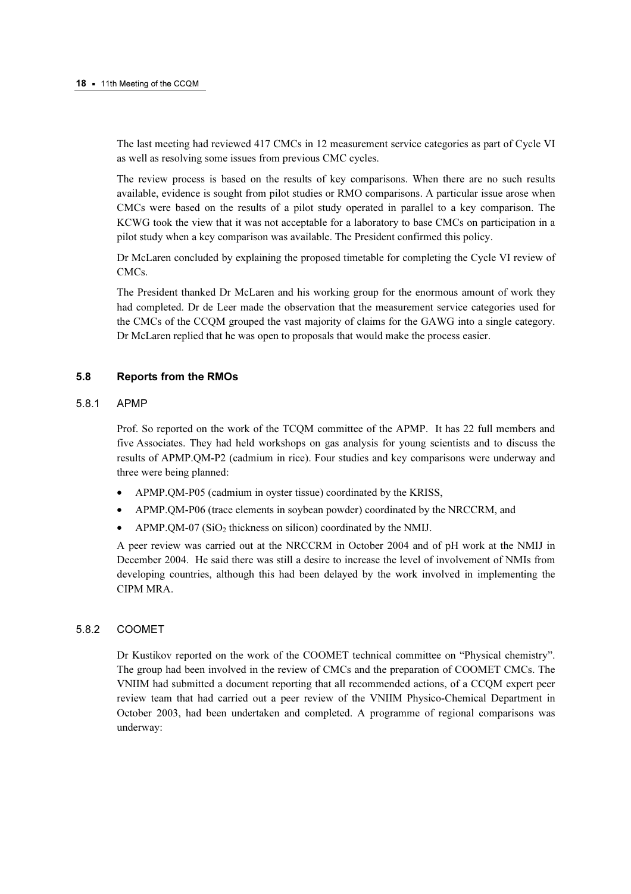The last meeting had reviewed 417 CMCs in 12 measurement service categories as part of Cycle VI as well as resolving some issues from previous CMC cycles.

The review process is based on the results of key comparisons. When there are no such results available, evidence is sought from pilot studies or RMO comparisons. A particular issue arose when CMCs were based on the results of a pilot study operated in parallel to a key comparison. The KCWG took the view that it was not acceptable for a laboratory to base CMCs on participation in a pilot study when a key comparison was available. The President confirmed this policy.

Dr McLaren concluded by explaining the proposed timetable for completing the Cycle VI review of CMCs.

The President thanked Dr McLaren and his working group for the enormous amount of work they had completed. Dr de Leer made the observation that the measurement service categories used for the CMCs of the CCQM grouped the vast majority of claims for the GAWG into a single category. Dr McLaren replied that he was open to proposals that would make the process easier.

## 5.8 Reports from the RMOs

### 5.8.1 APMP

Prof. So reported on the work of the TCQM committee of the APMP. It has 22 full members and five Associates. They had held workshops on gas analysis for young scientists and to discuss the results of APMP.QM-P2 (cadmium in rice). Four studies and key comparisons were underway and three were being planned:

- APMP.QM-P05 (cadmium in oyster tissue) coordinated by the KRISS,
- APMP.QM-P06 (trace elements in soybean powder) coordinated by the NRCCRM, and
- APMP.QM-07 ($SiO_2$ thickness on silicon) coordinated by the NMIJ.

A peer review was carried out at the NRCCRM in October 2004 and of pH work at the NMIJ in December 2004. He said there was still a desire to increase the level of involvement of NMIs from developing countries, although this had been delayed by the work involved in implementing the CIPM MRA.

### 5.8.2 COOMET

Dr Kustikov reported on the work of the COOMET technical committee on "Physical chemistry". The group had been involved in the review of CMCs and the preparation of COOMET CMCs. The VNIIM had submitted a document reporting that all recommended actions, of a CCQM expert peer review team that had carried out a peer review of the VNIIM Physico-Chemical Department in October 2003, had been undertaken and completed. A programme of regional comparisons was underway: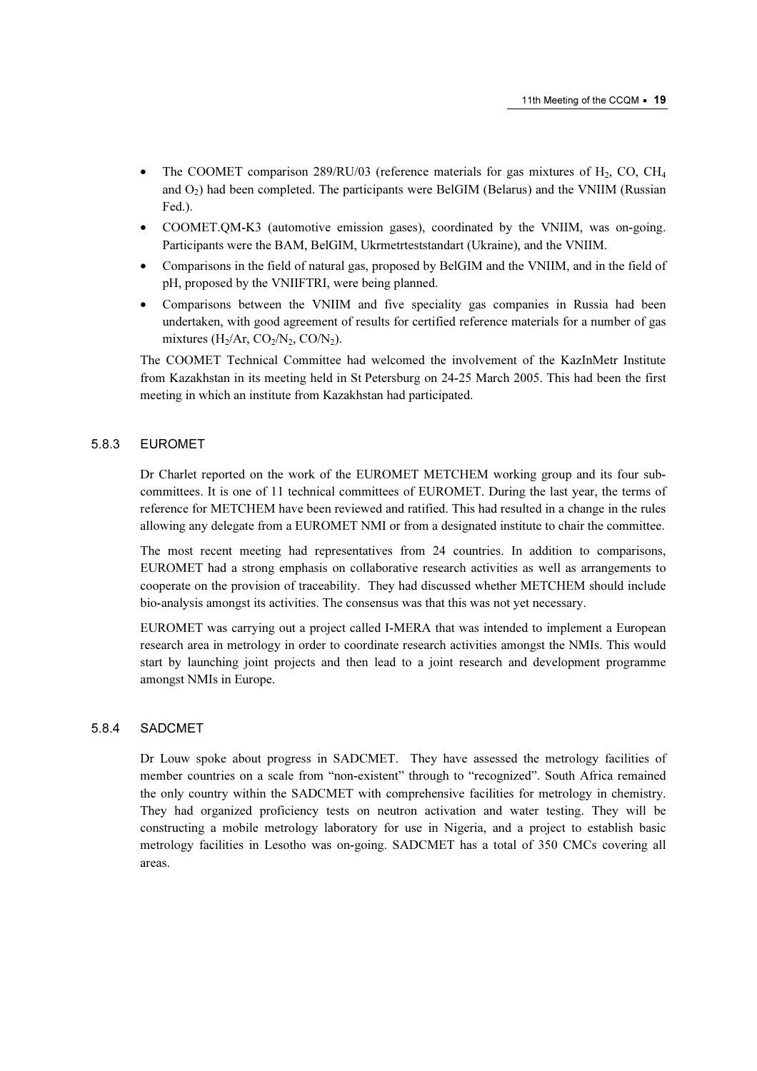- The COOMET comparison 289/RU/03 (reference materials for gas mixtures of $H_2$, CO, $CH_4$ and $O_2$) had been completed. The participants were BelGIM (Belarus) and the VNIIM (Russian Fed.).
- COOMET.QM-K3 (automotive emission gases), coordinated by the VNIIM, was on-going. Participants were the BAM, BelGIM, Ukrmetrteststandart (Ukraine), and the VNIIM.
- Comparisons in the field of natural gas, proposed by BelGIM and the VNIIM, and in the field of pH, proposed by the VNIIFTRI, were being planned.
- Comparisons between the VNIIM and five speciality gas companies in Russia had been undertaken, with good agreement of results for certified reference materials for a number of gas mixtures ($H_2$/Ar, $CO_2$/$N_2$, CO/$N_2$).

The COOMET Technical Committee had welcomed the involvement of the KazInMetr Institute from Kazakhstan in its meeting held in St Petersburg on 24-25 March 2005. This had been the first meeting in which an institute from Kazakhstan had participated.

### 5.8.3 EUROMET

Dr Charlet reported on the work of the EUROMET METCHEM working group and its four sub-committees. It is one of 11 technical committees of EUROMET. During the last year, the terms of reference for METCHEM have been reviewed and ratified. This had resulted in a change in the rules allowing any delegate from a EUROMET NMI or from a designated institute to chair the committee.

The most recent meeting had representatives from 24 countries. In addition to comparisons, EUROMET had a strong emphasis on collaborative research activities as well as arrangements to cooperate on the provision of traceability. They had discussed whether METCHEM should include bio-analysis amongst its activities. The consensus was that this was not yet necessary.

EUROMET was carrying out a project called I-MERA that was intended to implement a European research area in metrology in order to coordinate research activities amongst the NMIs. This would start by launching joint projects and then lead to a joint research and development programme amongst NMIs in Europe.

### 5.8.4 SADCMET

Dr Louw spoke about progress in SADCMET. They have assessed the metrology facilities of member countries on a scale from "non-existent" through to "recognized". South Africa remained the only country within the SADCMET with comprehensive facilities for metrology in chemistry. They had organized proficiency tests on neutron activation and water testing. They will be constructing a mobile metrology laboratory for use in Nigeria, and a project to establish basic metrology facilities in Lesotho was on-going. SADCMET has a total of 350 CMCs covering all areas.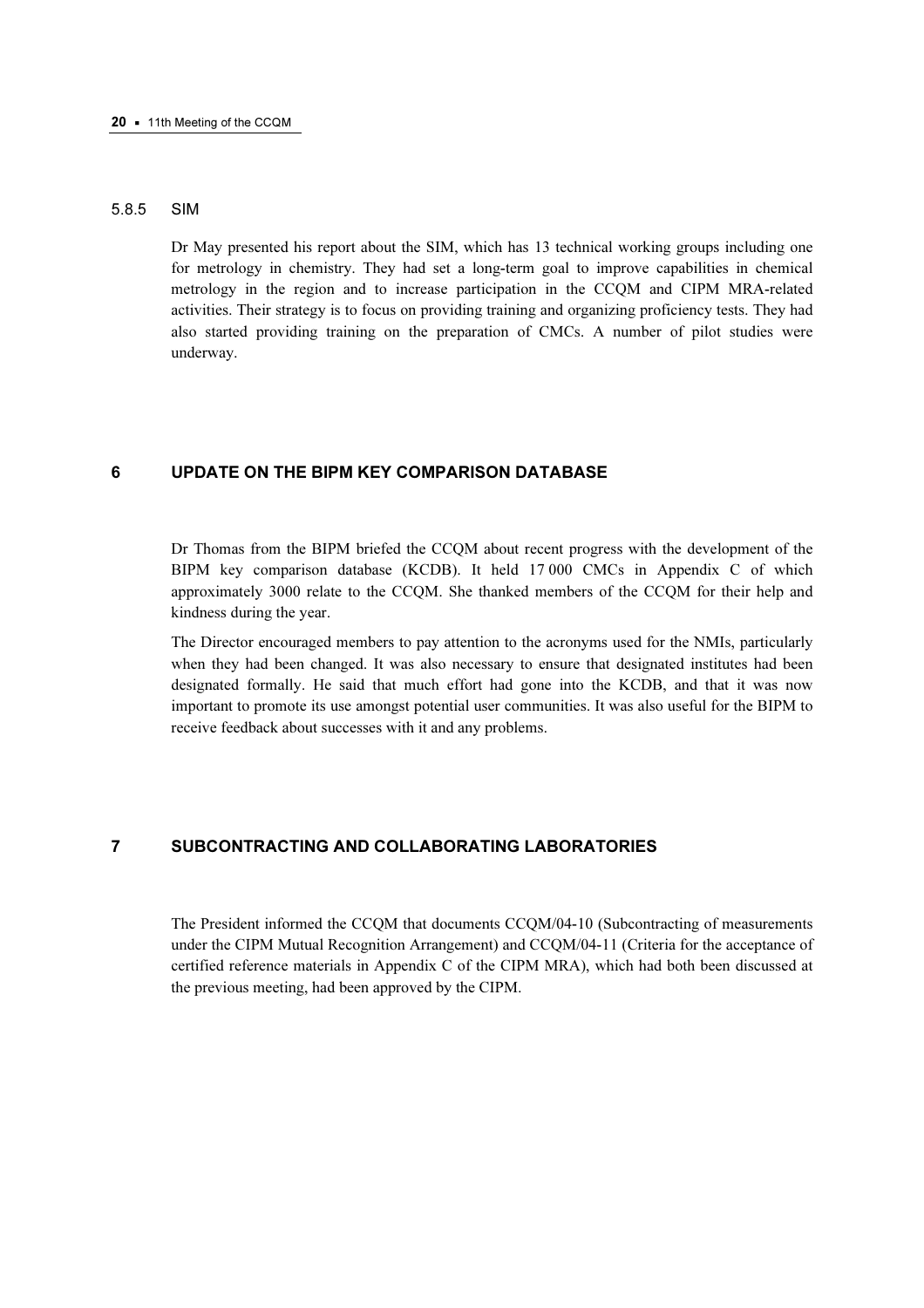#### 5.8.5 SIM

Dr May presented his report about the SIM, which has 13 technical working groups including one for metrology in chemistry. They had set a long-term goal to improve capabilities in chemical metrology in the region and to increase participation in the CCQM and CIPM MRA-related activities. Their strategy is to focus on providing training and organizing proficiency tests. They had also started providing training on the preparation of CMCs. A number of pilot studies were underway.

## 6 UPDATE ON THE BIPM KEY COMPARISON DATABASE

Dr Thomas from the BIPM briefed the CCQM about recent progress with the development of the BIPM key comparison database (KCDB). It held 17 000 CMCs in Appendix C of which approximately 3000 relate to the CCQM. She thanked members of the CCQM for their help and kindness during the year.

The Director encouraged members to pay attention to the acronyms used for the NMIs, particularly when they had been changed. It was also necessary to ensure that designated institutes had been designated formally. He said that much effort had gone into the KCDB, and that it was now important to promote its use amongst potential user communities. It was also useful for the BIPM to receive feedback about successes with it and any problems.

## 7 SUBCONTRACTING AND COLLABORATING LABORATORIES

The President informed the CCQM that documents CCQM/04-10 (Subcontracting of measurements under the CIPM Mutual Recognition Arrangement) and CCQM/04-11 (Criteria for the acceptance of certified reference materials in Appendix C of the CIPM MRA), which had both been discussed at the previous meeting, had been approved by the CIPM.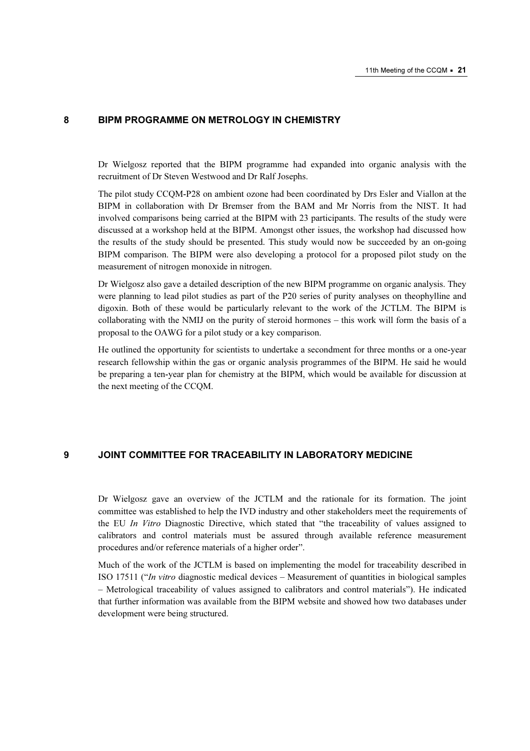## 8 BIPM PROGRAMME ON METROLOGY IN CHEMISTRY

Dr Wielgosz reported that the BIPM programme had expanded into organic analysis with the recruitment of Dr Steven Westwood and Dr Ralf Josephs.

The pilot study CCQM-P28 on ambient ozone had been coordinated by Drs Esler and Viallon at the BIPM in collaboration with Dr Bremser from the BAM and Mr Norris from the NIST. It had involved comparisons being carried at the BIPM with 23 participants. The results of the study were discussed at a workshop held at the BIPM. Amongst other issues, the workshop had discussed how the results of the study should be presented. This study would now be succeeded by an on-going BIPM comparison. The BIPM were also developing a protocol for a proposed pilot study on the measurement of nitrogen monoxide in nitrogen.

Dr Wielgosz also gave a detailed description of the new BIPM programme on organic analysis. They were planning to lead pilot studies as part of the P20 series of purity analyses on theophylline and digoxin. Both of these would be particularly relevant to the work of the JCTLM. The BIPM is collaborating with the NMIJ on the purity of steroid hormones – this work will form the basis of a proposal to the OAWG for a pilot study or a key comparison.

He outlined the opportunity for scientists to undertake a secondment for three months or a one-year research fellowship within the gas or organic analysis programmes of the BIPM. He said he would be preparing a ten-year plan for chemistry at the BIPM, which would be available for discussion at the next meeting of the CCQM.

## 9 JOINT COMMITTEE FOR TRACEABILITY IN LABORATORY MEDICINE

Dr Wielgosz gave an overview of the JCTLM and the rationale for its formation. The joint committee was established to help the IVD industry and other stakeholders meet the requirements of the EU *In Vitro* Diagnostic Directive, which stated that "the traceability of values assigned to calibrators and control materials must be assured through available reference measurement procedures and/or reference materials of a higher order".

Much of the work of the JCTLM is based on implementing the model for traceability described in ISO 17511 ("*In vitro* diagnostic medical devices – Measurement of quantities in biological samples – Metrological traceability of values assigned to calibrators and control materials"). He indicated that further information was available from the BIPM website and showed how two databases under development were being structured.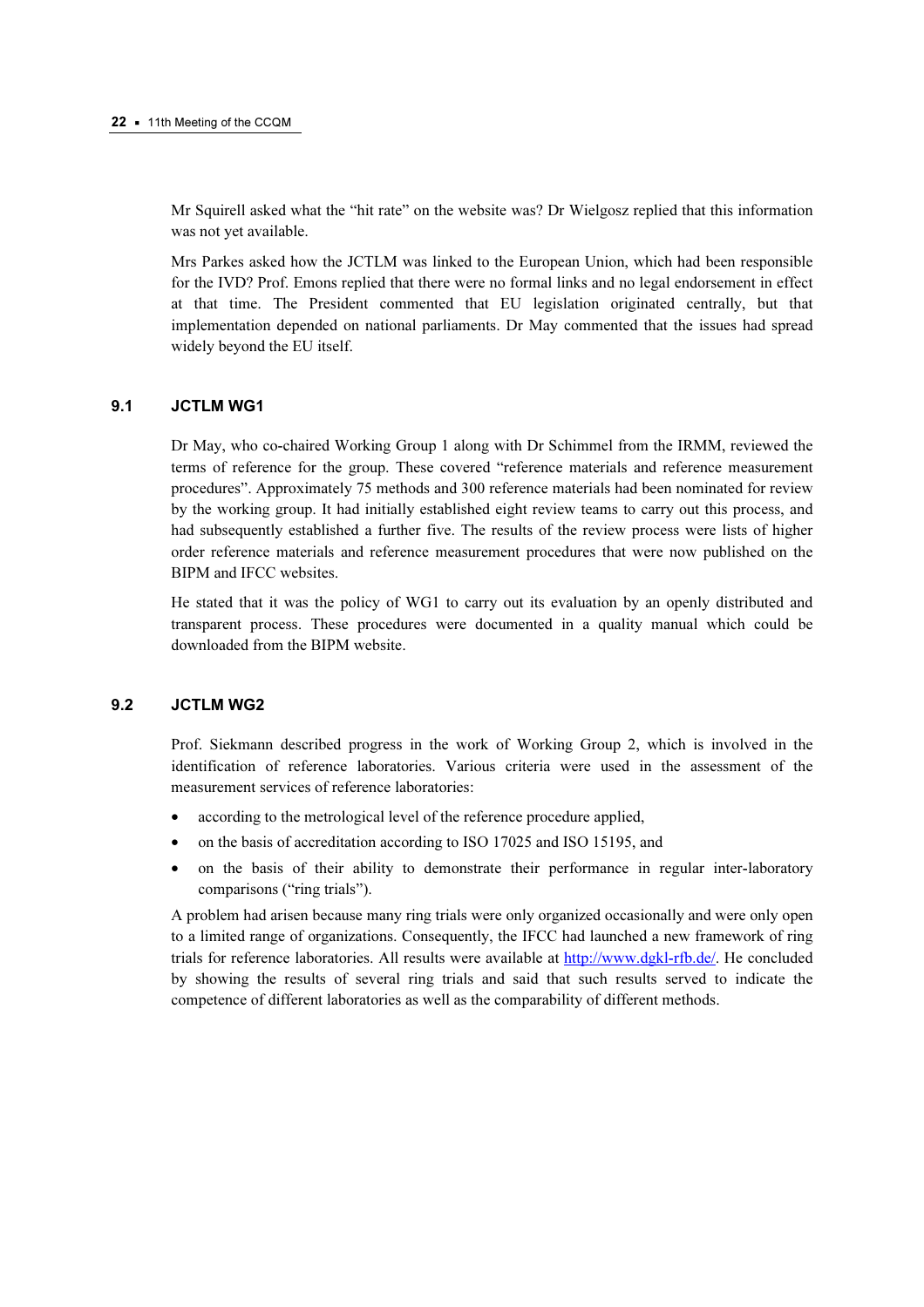Mr Squirell asked what the "hit rate" on the website was? Dr Wielgosz replied that this information was not yet available.

Mrs Parkes asked how the JCTLM was linked to the European Union, which had been responsible for the IVD? Prof. Emons replied that there were no formal links and no legal endorsement in effect at that time. The President commented that EU legislation originated centrally, but that implementation depended on national parliaments. Dr May commented that the issues had spread widely beyond the EU itself.

## 9.1 JCTLM WG1

Dr May, who co-chaired Working Group 1 along with Dr Schimmel from the IRMM, reviewed the terms of reference for the group. These covered "reference materials and reference measurement procedures". Approximately 75 methods and 300 reference materials had been nominated for review by the working group. It had initially established eight review teams to carry out this process, and had subsequently established a further five. The results of the review process were lists of higher order reference materials and reference measurement procedures that were now published on the BIPM and IFCC websites.

He stated that it was the policy of WG1 to carry out its evaluation by an openly distributed and transparent process. These procedures were documented in a quality manual which could be downloaded from the BIPM website.

## 9.2 JCTLM WG2

Prof. Siekmann described progress in the work of Working Group 2, which is involved in the identification of reference laboratories. Various criteria were used in the assessment of the measurement services of reference laboratories:

- according to the metrological level of the reference procedure applied,
- on the basis of accreditation according to ISO 17025 and ISO 15195, and
- on the basis of their ability to demonstrate their performance in regular inter-laboratory comparisons ("ring trials").

A problem had arisen because many ring trials were only organized occasionally and were only open to a limited range of organizations. Consequently, the IFCC had launched a new framework of ring trials for reference laboratories. All results were available at http://www.dgkl-rfb.de/. He concluded by showing the results of several ring trials and said that such results served to indicate the competence of different laboratories as well as the comparability of different methods.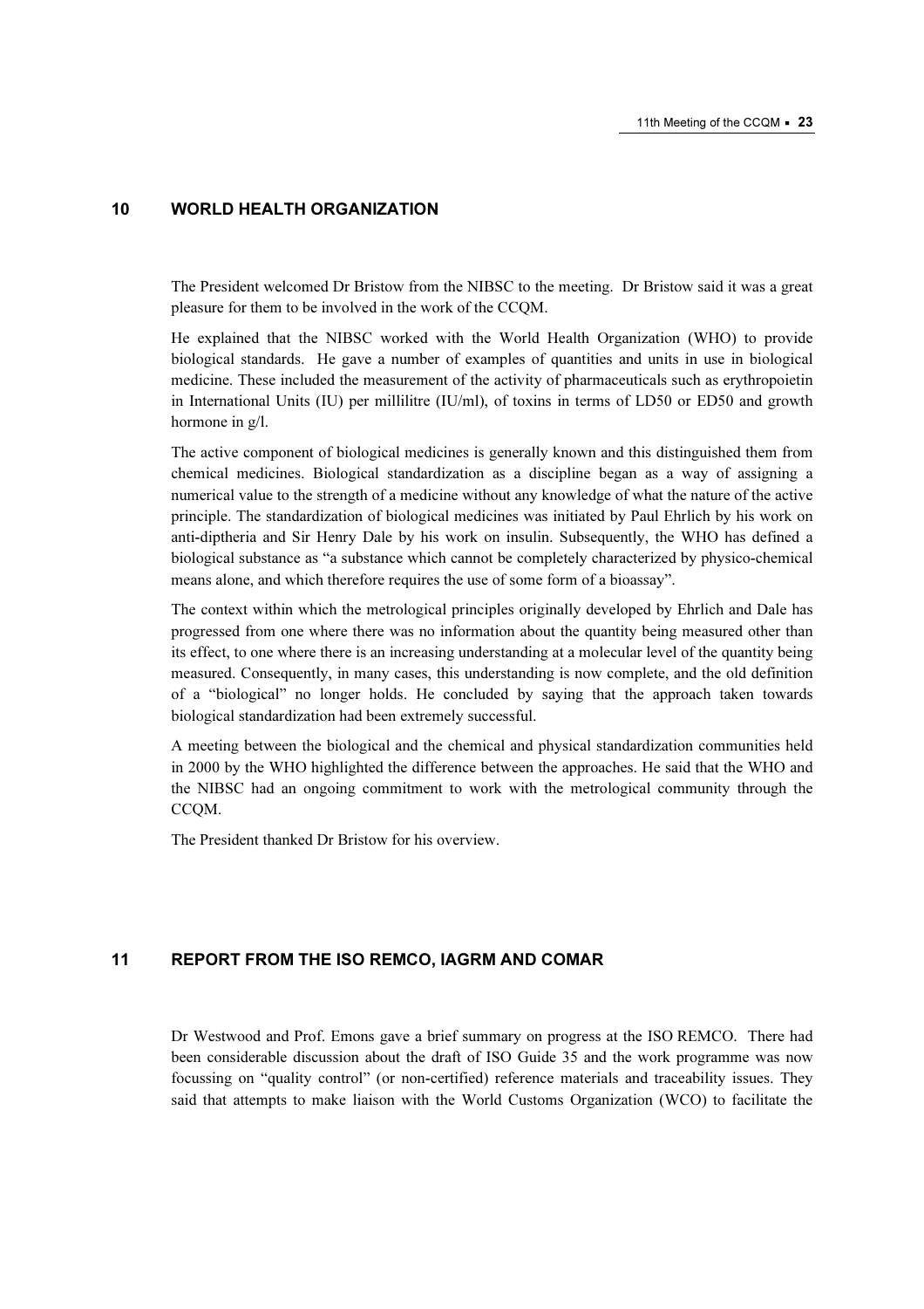## 10 WORLD HEALTH ORGANIZATION

The President welcomed Dr Bristow from the NIBSC to the meeting. Dr Bristow said it was a great pleasure for them to be involved in the work of the CCQM.

He explained that the NIBSC worked with the World Health Organization (WHO) to provide biological standards. He gave a number of examples of quantities and units in use in biological medicine. These included the measurement of the activity of pharmaceuticals such as erythropoietin in International Units (IU) per millilitre (IU/ml), of toxins in terms of LD50 or ED50 and growth hormone in g/l.

The active component of biological medicines is generally known and this distinguished them from chemical medicines. Biological standardization as a discipline began as a way of assigning a numerical value to the strength of a medicine without any knowledge of what the nature of the active principle. The standardization of biological medicines was initiated by Paul Ehrlich by his work on anti-diptheria and Sir Henry Dale by his work on insulin. Subsequently, the WHO has defined a biological substance as "a substance which cannot be completely characterized by physico-chemical means alone, and which therefore requires the use of some form of a bioassay".

The context within which the metrological principles originally developed by Ehrlich and Dale has progressed from one where there was no information about the quantity being measured other than its effect, to one where there is an increasing understanding at a molecular level of the quantity being measured. Consequently, in many cases, this understanding is now complete, and the old definition of a "biological" no longer holds. He concluded by saying that the approach taken towards biological standardization had been extremely successful.

A meeting between the biological and the chemical and physical standardization communities held in 2000 by the WHO highlighted the difference between the approaches. He said that the WHO and the NIBSC had an ongoing commitment to work with the metrological community through the CCQM.

The President thanked Dr Bristow for his overview.

## 11 REPORT FROM THE ISO REMCO, IAGRM AND COMAR

Dr Westwood and Prof. Emons gave a brief summary on progress at the ISO REMCO. There had been considerable discussion about the draft of ISO Guide 35 and the work programme was now focussing on "quality control" (or non-certified) reference materials and traceability issues. They said that attempts to make liaison with the World Customs Organization (WCO) to facilitate the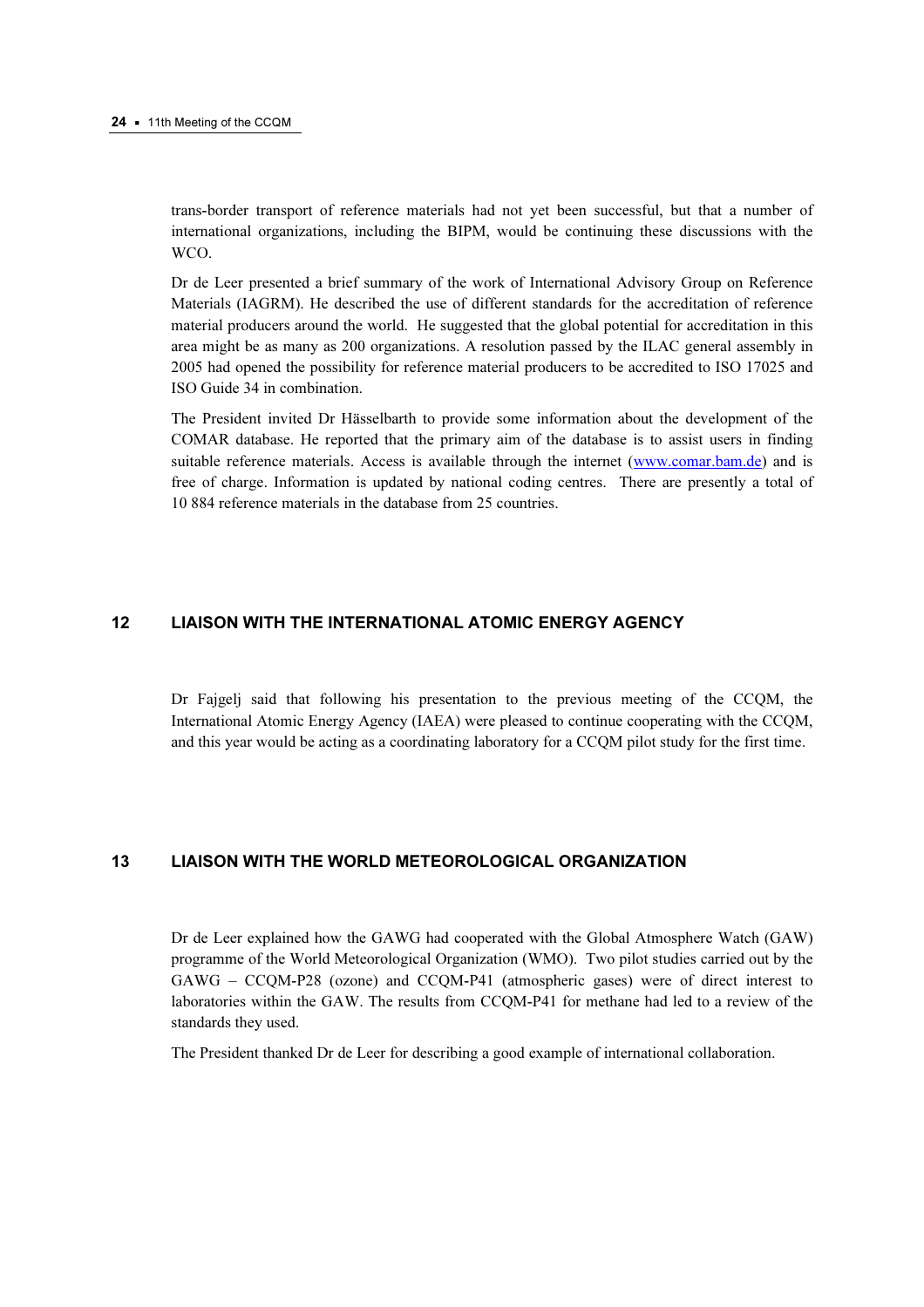trans-border transport of reference materials had not yet been successful, but that a number of international organizations, including the BIPM, would be continuing these discussions with the WCO.

Dr de Leer presented a brief summary of the work of International Advisory Group on Reference Materials (IAGRM). He described the use of different standards for the accreditation of reference material producers around the world. He suggested that the global potential for accreditation in this area might be as many as 200 organizations. A resolution passed by the ILAC general assembly in 2005 had opened the possibility for reference material producers to be accredited to ISO 17025 and ISO Guide 34 in combination.

The President invited Dr Hässelbarth to provide some information about the development of the COMAR database. He reported that the primary aim of the database is to assist users in finding suitable reference materials. Access is available through the internet (www.comar.bam.de) and is free of charge. Information is updated by national coding centres. There are presently a total of 10 884 reference materials in the database from 25 countries.

## 12 LIAISON WITH THE INTERNATIONAL ATOMIC ENERGY AGENCY

Dr Fajgelj said that following his presentation to the previous meeting of the CCQM, the International Atomic Energy Agency (IAEA) were pleased to continue cooperating with the CCQM, and this year would be acting as a coordinating laboratory for a CCQM pilot study for the first time.

## 13 LIAISON WITH THE WORLD METEOROLOGICAL ORGANIZATION

Dr de Leer explained how the GAWG had cooperated with the Global Atmosphere Watch (GAW) programme of the World Meteorological Organization (WMO). Two pilot studies carried out by the GAWG – CCQM-P28 (ozone) and CCQM-P41 (atmospheric gases) were of direct interest to laboratories within the GAW. The results from CCQM-P41 for methane had led to a review of the standards they used.

The President thanked Dr de Leer for describing a good example of international collaboration.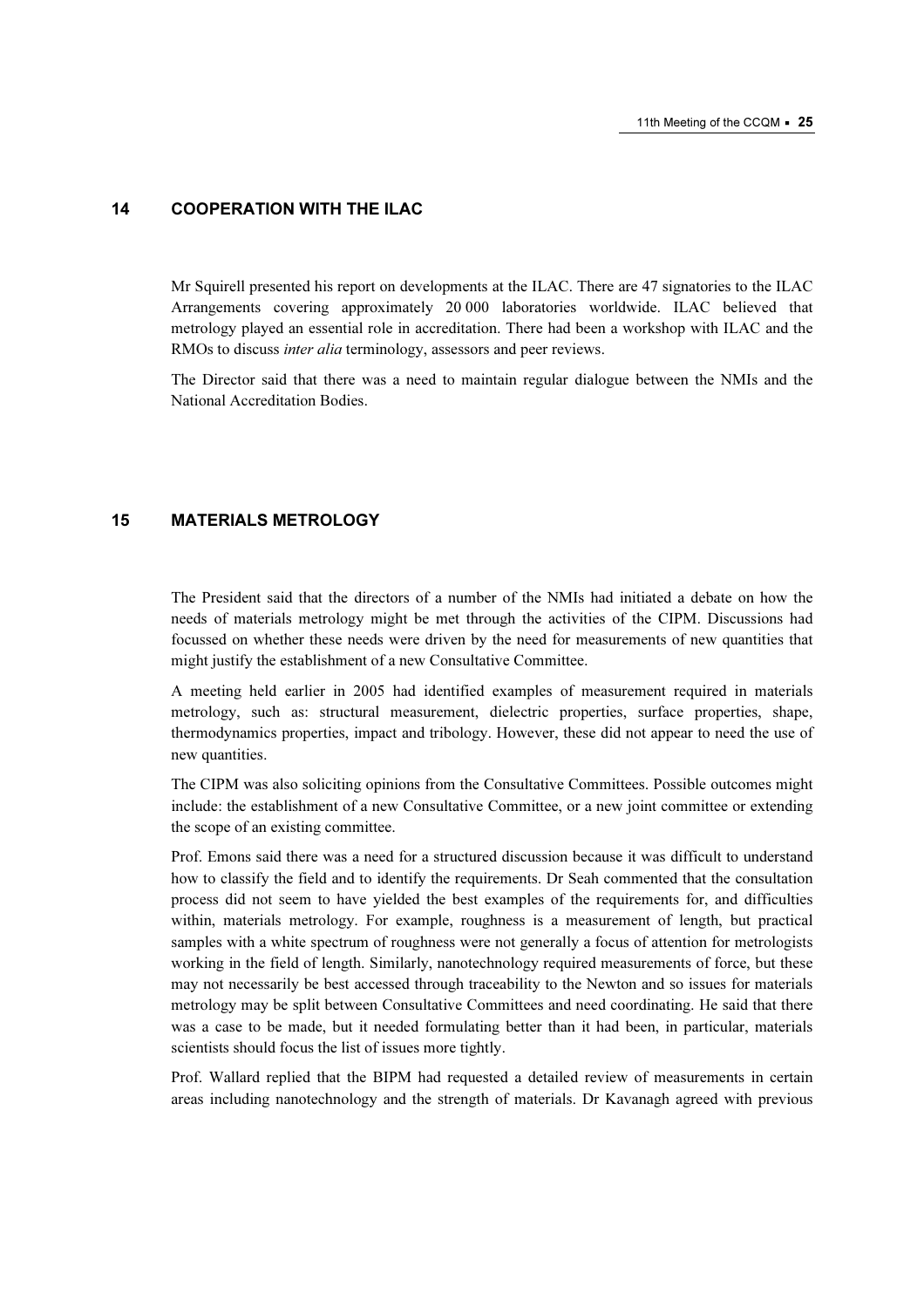## 14 COOPERATION WITH THE ILAC

Mr Squirell presented his report on developments at the ILAC. There are 47 signatories to the ILAC Arrangements covering approximately 20 000 laboratories worldwide. ILAC believed that metrology played an essential role in accreditation. There had been a workshop with ILAC and the RMOs to discuss *inter alia* terminology, assessors and peer reviews.

The Director said that there was a need to maintain regular dialogue between the NMIs and the National Accreditation Bodies.

## 15 MATERIALS METROLOGY

The President said that the directors of a number of the NMIs had initiated a debate on how the needs of materials metrology might be met through the activities of the CIPM. Discussions had focussed on whether these needs were driven by the need for measurements of new quantities that might justify the establishment of a new Consultative Committee.

A meeting held earlier in 2005 had identified examples of measurement required in materials metrology, such as: structural measurement, dielectric properties, surface properties, shape, thermodynamics properties, impact and tribology. However, these did not appear to need the use of new quantities.

The CIPM was also soliciting opinions from the Consultative Committees. Possible outcomes might include: the establishment of a new Consultative Committee, or a new joint committee or extending the scope of an existing committee.

Prof. Emons said there was a need for a structured discussion because it was difficult to understand how to classify the field and to identify the requirements. Dr Seah commented that the consultation process did not seem to have yielded the best examples of the requirements for, and difficulties within, materials metrology. For example, roughness is a measurement of length, but practical samples with a white spectrum of roughness were not generally a focus of attention for metrologists working in the field of length. Similarly, nanotechnology required measurements of force, but these may not necessarily be best accessed through traceability to the Newton and so issues for materials metrology may be split between Consultative Committees and need coordinating. He said that there was a case to be made, but it needed formulating better than it had been, in particular, materials scientists should focus the list of issues more tightly.

Prof. Wallard replied that the BIPM had requested a detailed review of measurements in certain areas including nanotechnology and the strength of materials. Dr Kavanagh agreed with previous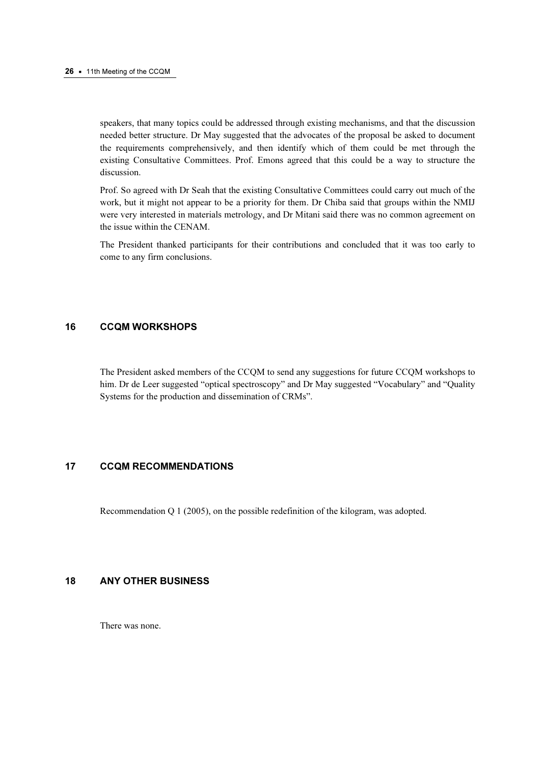speakers, that many topics could be addressed through existing mechanisms, and that the discussion needed better structure. Dr May suggested that the advocates of the proposal be asked to document the requirements comprehensively, and then identify which of them could be met through the existing Consultative Committees. Prof. Emons agreed that this could be a way to structure the discussion.

Prof. So agreed with Dr Seah that the existing Consultative Committees could carry out much of the work, but it might not appear to be a priority for them. Dr Chiba said that groups within the NMIJ were very interested in materials metrology, and Dr Mitani said there was no common agreement on the issue within the CENAM.

The President thanked participants for their contributions and concluded that it was too early to come to any firm conclusions.

## 16 CCQM WORKSHOPS

The President asked members of the CCQM to send any suggestions for future CCQM workshops to him. Dr de Leer suggested "optical spectroscopy" and Dr May suggested "Vocabulary" and "Quality Systems for the production and dissemination of CRMs".

## 17 CCQM RECOMMENDATIONS

Recommendation Q 1 (2005), on the possible redefinition of the kilogram, was adopted.

## 18 ANY OTHER BUSINESS

There was none.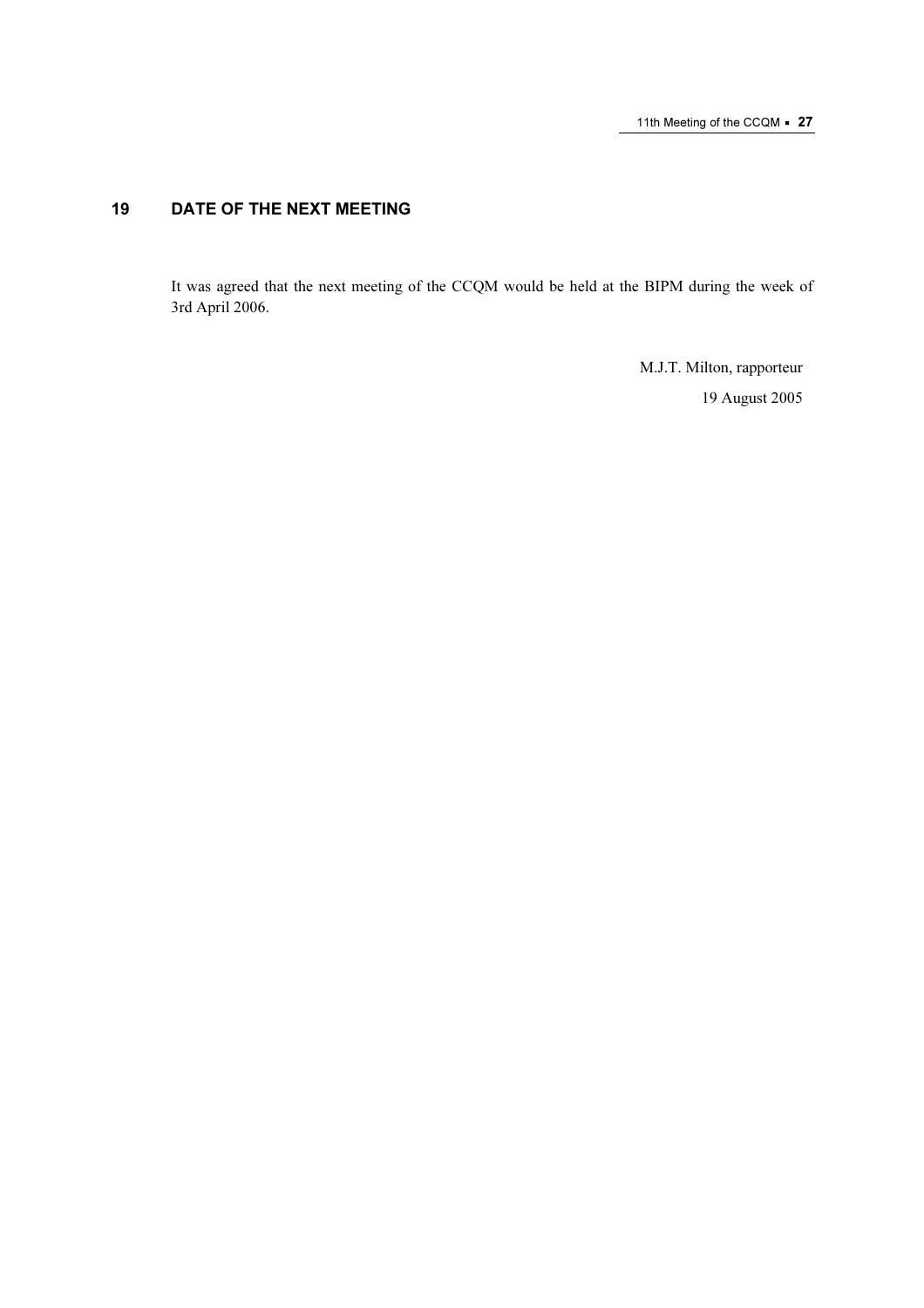## 19 DATE OF THE NEXT MEETING

It was agreed that the next meeting of the CCQM would be held at the BIPM during the week of 3rd April 2006.

M.J.T. Milton, rapporteur

19 August 2005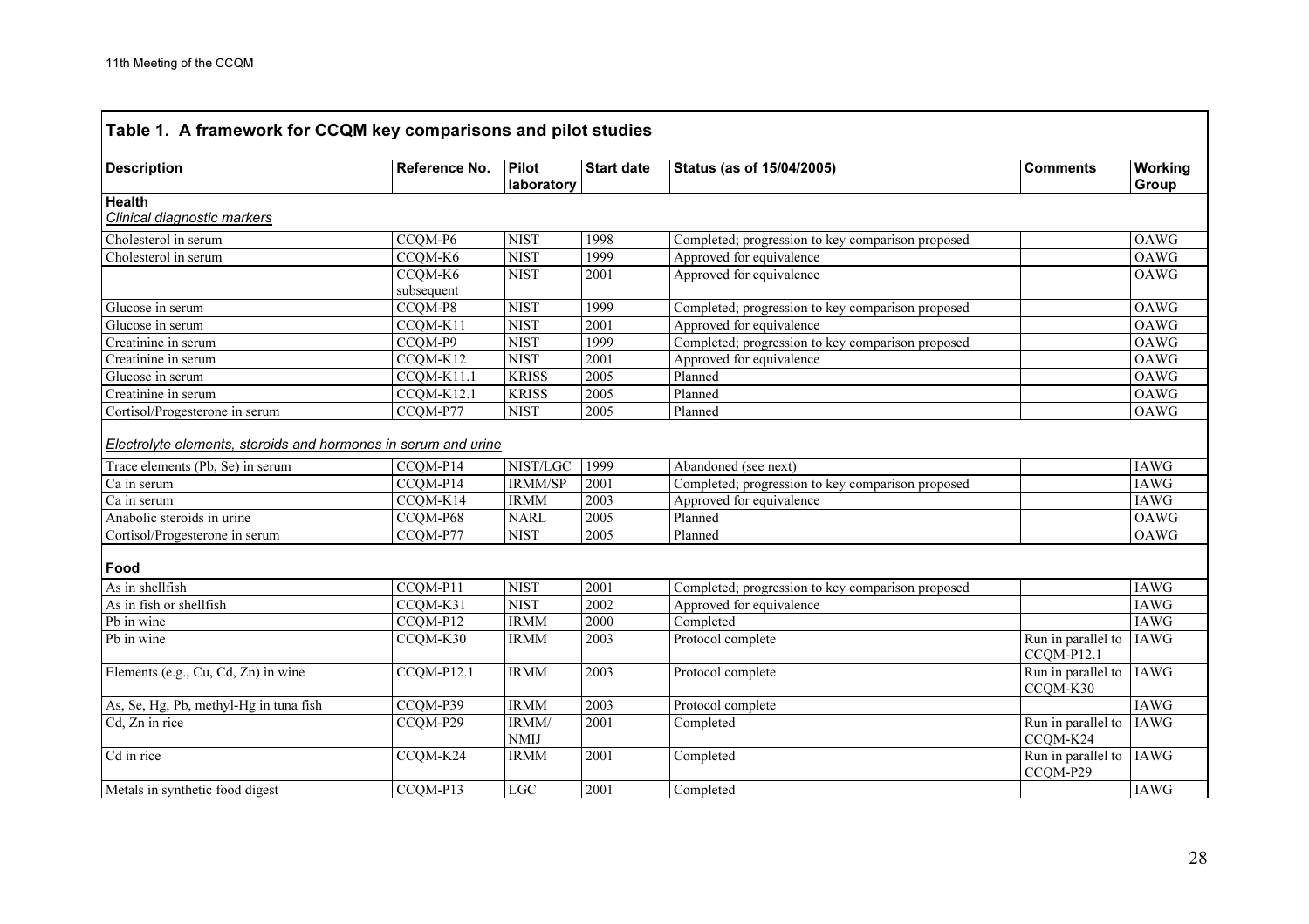**Table 1. A framework for CCQM key comparisons and pilot studies**

| Description | Reference No. | Pilot laboratory | Start date | Status (as of 15/04/2005) | Comments | Working Group |
|---|---|---|---|---|---|---|
| **Health** | | | | | | |
| *Clinical diagnostic markers* | | | | | | |
| Cholesterol in serum | CCQM-P6 | NIST | 1998 | Completed; progression to key comparison proposed | | OAWG |
| Cholesterol in serum | CCQM-K6 | NIST | 1999 | Approved for equivalence | | OAWG |
| | CCQM-K6 subsequent | NIST | 2001 | Approved for equivalence | | OAWG |
| Glucose in serum | CCQM-P8 | NIST | 1999 | Completed; progression to key comparison proposed | | OAWG |
| Glucose in serum | CCQM-K11 | NIST | 2001 | Approved for equivalence | | OAWG |
| Creatinine in serum | CCQM-P9 | NIST | 1999 | Completed; progression to key comparison proposed | | OAWG |
| Creatinine in serum | CCQM-K12 | NIST | 2001 | Approved for equivalence | | OAWG |
| Glucose in serum | CCQM-K11.1 | KRISS | 2005 | Planned | | OAWG |
| Creatinine in serum | CCQM-K12.1 | KRISS | 2005 | Planned | | OAWG |
| Cortisol/Progesterone in serum | CCQM-P77 | NIST | 2005 | Planned | | OAWG |
| *Electrolyte elements, steroids and hormones in serum and urine* | | | | | | |
| Trace elements (Pb, Se) in serum | CCQM-P14 | NIST/LGC | 1999 | Abandoned (see next) | | IAWG |
| Ca in serum | CCQM-P14 | IRMM/SP | 2001 | Completed; progression to key comparison proposed | | IAWG |
| Ca in serum | CCQM-K14 | IRMM | 2003 | Approved for equivalence | | IAWG |
| Anabolic steroids in urine | CCQM-P68 | NARL | 2005 | Planned | | OAWG |
| Cortisol/Progesterone in serum | CCQM-P77 | NIST | 2005 | Planned | | OAWG |
| **Food** | | | | | | |
| As in shellfish | CCQM-P11 | NIST | 2001 | Completed; progression to key comparison proposed | | IAWG |
| As in fish or shellfish | CCQM-K31 | NIST | 2002 | Approved for equivalence | | IAWG |
| Pb in wine | CCQM-P12 | IRMM | 2000 | Completed | | IAWG |
| Pb in wine | CCQM-K30 | IRMM | 2003 | Protocol complete | Run in parallel to CCQM-P12.1 | IAWG |
| Elements (e.g., Cu, Cd, Zn) in wine | CCQM-P12.1 | IRMM | 2003 | Protocol complete | Run in parallel to CCQM-K30 | IAWG |
| As, Se, Hg, Pb, methyl-Hg in tuna fish | CCQM-P39 | IRMM | 2003 | Protocol complete | | IAWG |
| Cd, Zn in rice | CCQM-P29 | IRMM/ NMIJ | 2001 | Completed | Run in parallel to CCQM-K24 | IAWG |
| Cd in rice | CCQM-K24 | IRMM | 2001 | Completed | Run in parallel to CCQM-P29 | IAWG |
| Metals in synthetic food digest | CCQM-P13 | LGC | 2001 | Completed | | IAWG |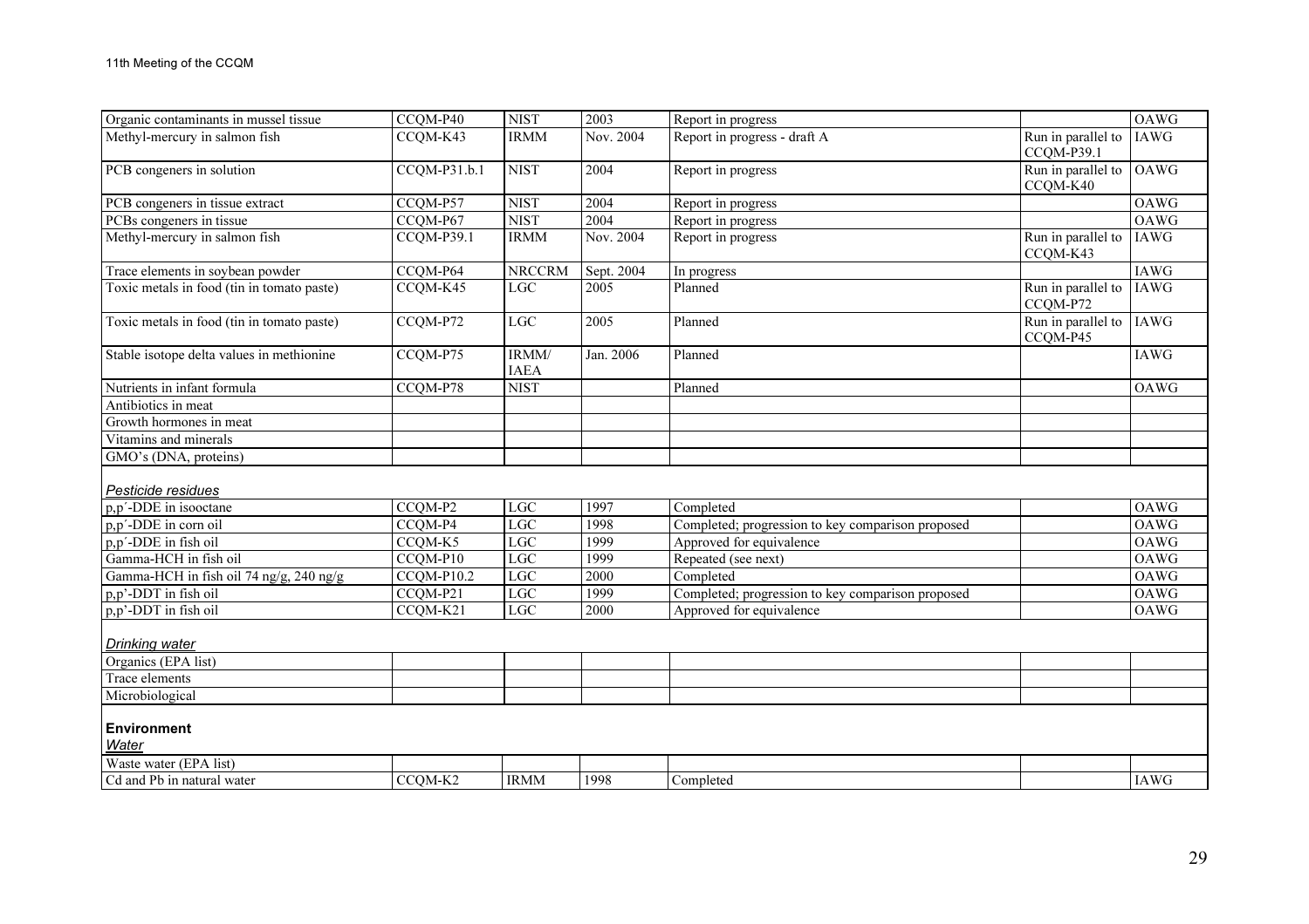| | | | | | | |
|---|---|---|---|---|---|---|
| Organic contaminants in mussel tissue | CCQM-P40 | NIST | 2003 | Report in progress | | OAWG |
| Methyl-mercury in salmon fish | CCQM-K43 | IRMM | Nov. 2004 | Report in progress - draft A | Run in parallel to CCQM-P39.1 | IAWG |
| PCB congeners in solution | CCQM-P31.b.1 | NIST | 2004 | Report in progress | Run in parallel to CCQM-K40 | OAWG |
| PCB congeners in tissue extract | CCQM-P57 | NIST | 2004 | Report in progress | | OAWG |
| PCBs congeners in tissue | CCQM-P67 | NIST | 2004 | Report in progress | | OAWG |
| Methyl-mercury in salmon fish | CCQM-P39.1 | IRMM | Nov. 2004 | Report in progress | Run in parallel to CCQM-K43 | IAWG |
| Trace elements in soybean powder | CCQM-P64 | NRCCRM | Sept. 2004 | In progress | | IAWG |
| Toxic metals in food (tin in tomato paste) | CCQM-K45 | LGC | 2005 | Planned | Run in parallel to CCQM-P72 | IAWG |
| Toxic metals in food (tin in tomato paste) | CCQM-P72 | LGC | 2005 | Planned | Run in parallel to CCQM-P45 | IAWG |
| Stable isotope delta values in methionine | CCQM-P75 | IRMM/ IAEA | Jan. 2006 | Planned | | IAWG |
| Nutrients in infant formula | CCQM-P78 | NIST | | Planned | | OAWG |
| Antibiotics in meat | | | | | | |
| Growth hormones in meat | | | | | | |
| Vitamins and minerals | | | | | | |
| GMO's (DNA, proteins) | | | | | | |
| *Pesticide residues* | | | | | | |
| p,p´-DDE in isooctane | CCQM-P2 | LGC | 1997 | Completed | | OAWG |
| p,p´-DDE in corn oil | CCQM-P4 | LGC | 1998 | Completed; progression to key comparison proposed | | OAWG |
| p,p´-DDE in fish oil | CCQM-K5 | LGC | 1999 | Approved for equivalence | | OAWG |
| Gamma-HCH in fish oil | CCQM-P10 | LGC | 1999 | Repeated (see next) | | OAWG |
| Gamma-HCH in fish oil 74 ng/g, 240 ng/g | CCQM-P10.2 | LGC | 2000 | Completed | | OAWG |
| p,p'-DDT in fish oil | CCQM-P21 | LGC | 1999 | Completed; progression to key comparison proposed | | OAWG |
| p,p'-DDT in fish oil | CCQM-K21 | LGC | 2000 | Approved for equivalence | | OAWG |
| *Drinking water* | | | | | | |
| Organics (EPA list) | | | | | | |
| Trace elements | | | | | | |
| Microbiological | | | | | | |
| **Environment** *Water* | | | | | | |
| Waste water (EPA list) | | | | | | |
| Cd and Pb in natural water | CCQM-K2 | IRMM | 1998 | Completed | | IAWG |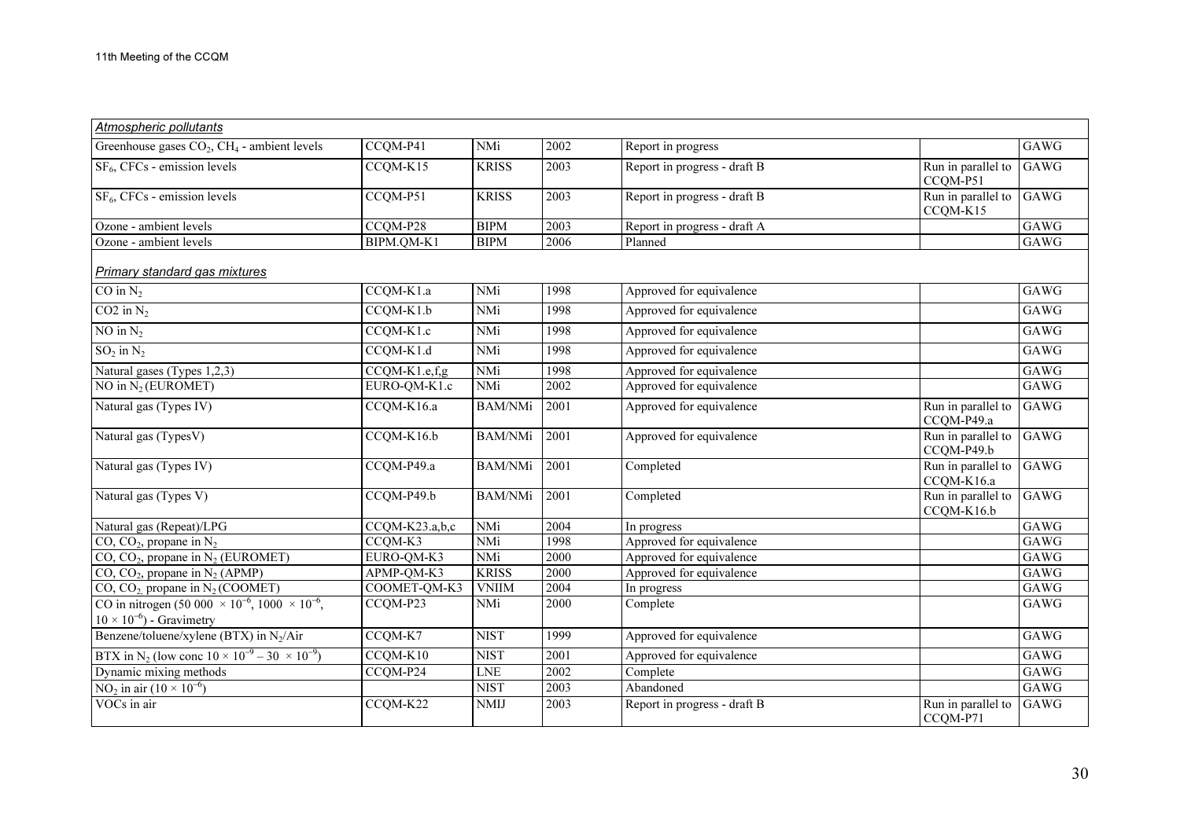| *Atmospheric pollutants* | | | | | | |
|---|---|---|---|---|---|---|
| Greenhouse gases $CO_2$, $CH_4$ - ambient levels | CCQM-P41 | NMi | 2002 | Report in progress | | GAWG |
| $SF_6$, CFCs - emission levels | CCQM-K15 | KRISS | 2003 | Report in progress - draft B | Run in parallel to CCQM-P51 | GAWG |
| $SF_6$, CFCs - emission levels | CCQM-P51 | KRISS | 2003 | Report in progress - draft B | Run in parallel to CCQM-K15 | GAWG |
| Ozone - ambient levels | CCQM-P28 | BIPM | 2003 | Report in progress - draft A | | GAWG |
| Ozone - ambient levels | BIPM.QM-K1 | BIPM | 2006 | Planned | | GAWG |
| *Primary standard gas mixtures* | | | | | | |
| CO in $N_2$ | CCQM-K1.a | NMi | 1998 | Approved for equivalence | | GAWG |
| CO2 in $N_2$ | CCQM-K1.b | NMi | 1998 | Approved for equivalence | | GAWG |
| NO in $N_2$ | CCQM-K1.c | NMi | 1998 | Approved for equivalence | | GAWG |
| $SO_2$ in $N_2$ | CCQM-K1.d | NMi | 1998 | Approved for equivalence | | GAWG |
| Natural gases (Types 1,2,3) | CCQM-K1.e,f,g | NMi | 1998 | Approved for equivalence | | GAWG |
| NO in $N_2$ (EUROMET) | EURO-QM-K1.c | NMi | 2002 | Approved for equivalence | | GAWG |
| Natural gas (Types IV) | CCQM-K16.a | BAM/NMi | 2001 | Approved for equivalence | Run in parallel to CCQM-P49.a | GAWG |
| Natural gas (TypesV) | CCQM-K16.b | BAM/NMi | 2001 | Approved for equivalence | Run in parallel to CCQM-P49.b | GAWG |
| Natural gas (Types IV) | CCQM-P49.a | BAM/NMi | 2001 | Completed | Run in parallel to CCQM-K16.a | GAWG |
| Natural gas (Types V) | CCQM-P49.b | BAM/NMi | 2001 | Completed | Run in parallel to CCQM-K16.b | GAWG |
| Natural gas (Repeat)/LPG | CCQM-K23.a,b,c | NMi | 2004 | In progress | | GAWG |
| CO, $CO_2$, propane in $N_2$ | CCQM-K3 | NMi | 1998 | Approved for equivalence | | GAWG |
| CO, $CO_2$, propane in $N_2$ (EUROMET) | EURO-QM-K3 | NMi | 2000 | Approved for equivalence | | GAWG |
| CO, $CO_2$, propane in $N_2$ (APMP) | APMP-QM-K3 | KRISS | 2000 | Approved for equivalence | | GAWG |
| CO, $CO_2$, propane in $N_2$ (COOMET) | COOMET-QM-K3 | VNIIM | 2004 | In progress | | GAWG |
| CO in nitrogen (50 000 $\times 10^{-6}$, 1000 $\times 10^{-6}$, $10 \times 10^{-6}$) - Gravimetry | CCQM-P23 | NMi | 2000 | Complete | | GAWG |
| Benzene/toluene/xylene (BTX) in $N_2$/Air | CCQM-K7 | NIST | 1999 | Approved for equivalence | | GAWG |
| BTX in $N_2$ (low conc $10 \times 10^{-9} - 30 \times 10^{-9}$) | CCQM-K10 | NIST | 2001 | Approved for equivalence | | GAWG |
| Dynamic mixing methods | CCQM-P24 | LNE | 2002 | Complete | | GAWG |
| $NO_2$ in air ($10 \times 10^{-6}$) | | NIST | 2003 | Abandoned | | GAWG |
| VOCs in air | CCQM-K22 | NMIJ | 2003 | Report in progress - draft B | Run in parallel to CCQM-P71 | GAWG |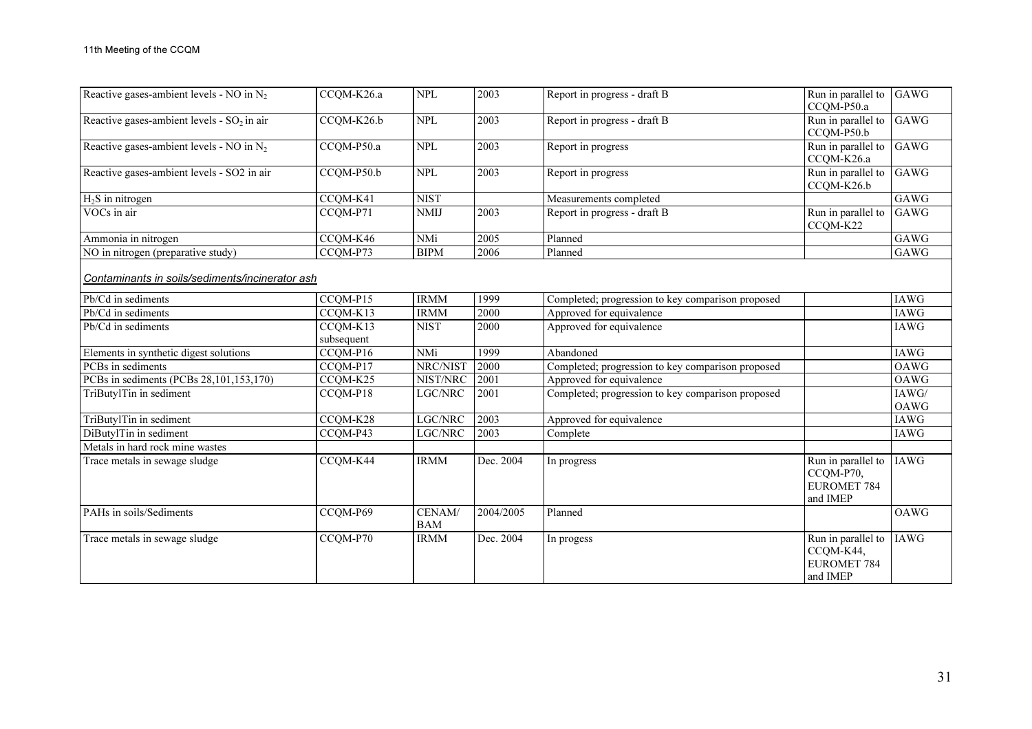| | | | | | | |
|---|---|---|---|---|---|---|
| Reactive gases-ambient levels - NO in $N_2$ | CCQM-K26.a | NPL | 2003 | Report in progress - draft B | Run in parallel to CCQM-P50.a | GAWG |
| Reactive gases-ambient levels - $SO_2$ in air | CCQM-K26.b | NPL | 2003 | Report in progress - draft B | Run in parallel to CCQM-P50.b | GAWG |
| Reactive gases-ambient levels - NO in $N_2$ | CCQM-P50.a | NPL | 2003 | Report in progress | Run in parallel to CCQM-K26.a | GAWG |
| Reactive gases-ambient levels - SO2 in air | CCQM-P50.b | NPL | 2003 | Report in progress | Run in parallel to CCQM-K26.b | GAWG |
| $H_2S$ in nitrogen | CCQM-K41 | NIST | | Measurements completed | | GAWG |
| VOCs in air | CCQM-P71 | NMIJ | 2003 | Report in progress - draft B | Run in parallel to CCQM-K22 | GAWG |
| Ammonia in nitrogen | CCQM-K46 | NMi | 2005 | Planned | | GAWG |
| NO in nitrogen (preparative study) | CCQM-P73 | BIPM | 2006 | Planned | | GAWG |
| ***Contaminants in soils/sediments/incinerator ash*** | | | | | | |
| Pb/Cd in sediments | CCQM-P15 | IRMM | 1999 | Completed; progression to key comparison proposed | | IAWG |
| Pb/Cd in sediments | CCQM-K13 | IRMM | 2000 | Approved for equivalence | | IAWG |
| Pb/Cd in sediments | CCQM-K13 subsequent | NIST | 2000 | Approved for equivalence | | IAWG |
| Elements in synthetic digest solutions | CCQM-P16 | NMi | 1999 | Abandoned | | IAWG |
| PCBs in sediments | CCQM-P17 | NRC/NIST | 2000 | Completed; progression to key comparison proposed | | OAWG |
| PCBs in sediments (PCBs 28,101,153,170) | CCQM-K25 | NIST/NRC | 2001 | Approved for equivalence | | OAWG |
| TriButylTin in sediment | CCQM-P18 | LGC/NRC | 2001 | Completed; progression to key comparison proposed | | IAWG/ OAWG |
| TriButylTin in sediment | CCQM-K28 | LGC/NRC | 2003 | Approved for equivalence | | IAWG |
| DiButylTin in sediment | CCQM-P43 | LGC/NRC | 2003 | Complete | | IAWG |
| Metals in hard rock mine wastes | | | | | | |
| Trace metals in sewage sludge | CCQM-K44 | IRMM | Dec. 2004 | In progress | Run in parallel to CCQM-P70, EUROMET 784 and IMEP | IAWG |
| PAHs in soils/Sediments | CCQM-P69 | CENAM/ BAM | 2004/2005 | Planned | | OAWG |
| Trace metals in sewage sludge | CCQM-P70 | IRMM | Dec. 2004 | In progess | Run in parallel to CCQM-K44, EUROMET 784 and IMEP | IAWG |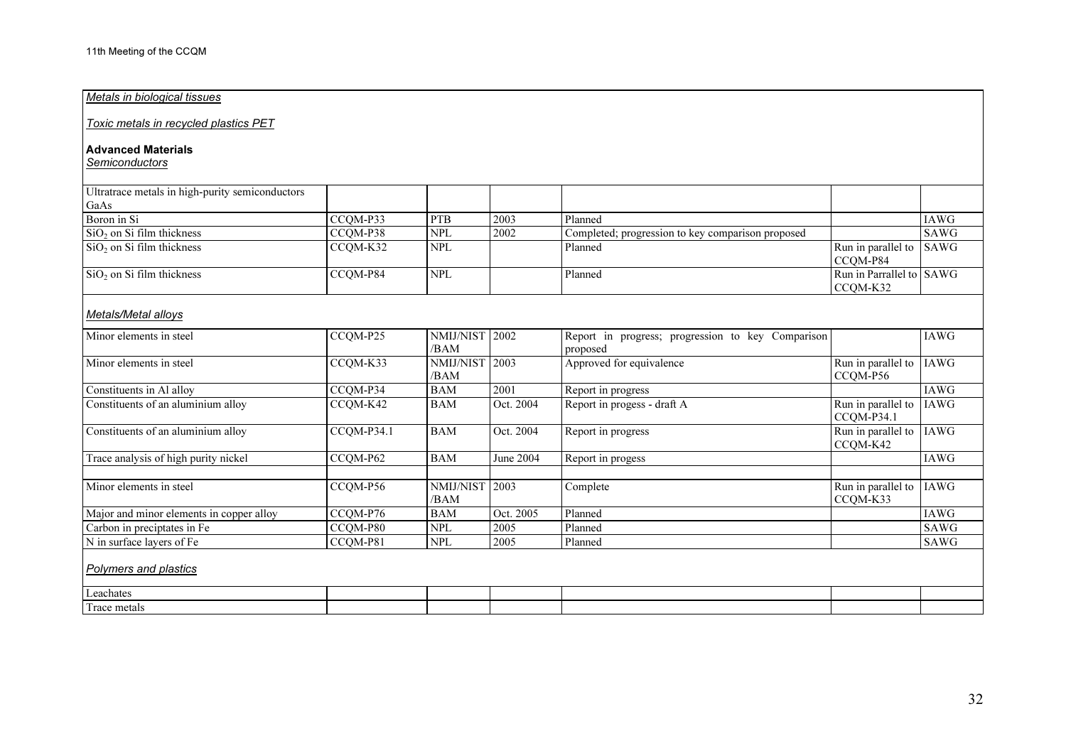| | | | | | | |
|---|---|---|---|---|---|---|
| *Metals in biological tissues* | | | | | | |
| *Toxic metals in recycled plastics PET* | | | | | | |
| **Advanced Materials** *Semiconductors* | | | | | | |
| Ultratrace metals in high-purity semiconductors GaAs | | | | | | |
| Boron in Si | CCQM-P33 | PTB | 2003 | Planned | | IAWG |
| $SiO_2$ on Si film thickness | CCQM-P38 | NPL | 2002 | Completed; progression to key comparison proposed | | SAWG |
| $SiO_2$ on Si film thickness | CCQM-K32 | NPL | | Planned | Run in parallel to CCQM-P84 | SAWG |
| $SiO_2$ on Si film thickness | CCQM-P84 | NPL | | Planned | Run in Parrallel to CCQM-K32 | SAWG |
| *Metals/Metal alloys* | | | | | | |
| Minor elements in steel | CCQM-P25 | NMIJ/NIST /BAM | 2002 | Report in progress; progression to key Comparison proposed | | IAWG |
| Minor elements in steel | CCQM-K33 | NMIJ/NIST /BAM | 2003 | Approved for equivalence | Run in parallel to CCQM-P56 | IAWG |
| Constituents in Al alloy | CCQM-P34 | BAM | 2001 | Report in progress | | IAWG |
| Constituents of an aluminium alloy | CCQM-K42 | BAM | Oct. 2004 | Report in progess - draft A | Run in parallel to CCQM-P34.1 | IAWG |
| Constituents of an aluminium alloy | CCQM-P34.1 | BAM | Oct. 2004 | Report in progress | Run in parallel to CCQM-K42 | IAWG |
| Trace analysis of high purity nickel | CCQM-P62 | BAM | June 2004 | Report in progess | | IAWG |
| | | | | | | |
| Minor elements in steel | CCQM-P56 | NMIJ/NIST /BAM | 2003 | Complete | Run in parallel to CCQM-K33 | IAWG |
| Major and minor elements in copper alloy | CCQM-P76 | BAM | Oct. 2005 | Planned | | IAWG |
| Carbon in preciptates in Fe | CCQM-P80 | NPL | 2005 | Planned | | SAWG |
| N in surface layers of Fe | CCQM-P81 | NPL | 2005 | Planned | | SAWG |
| *Polymers and plastics* | | | | | | |
| Leachates | | | | | | |
| Trace metals | | | | | | |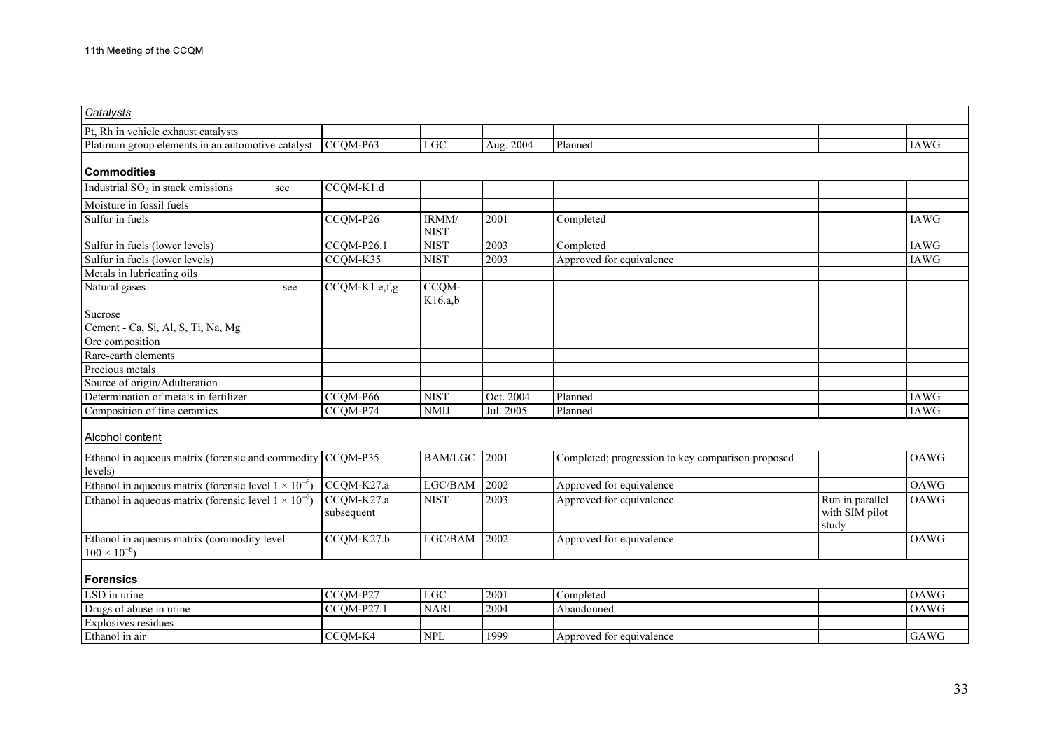| *Catalysts* | | | | | | |
|---|---|---|---|---|---|---|
| Pt, Rh in vehicle exhaust catalysts | | | | | | |
| Platinum group elements in an automotive catalyst | CCQM-P63 | LGC | Aug. 2004 | Planned | | IAWG |
| **Commodities** | | | | | | |
| Industrial $SO_2$ in stack emissions see | CCQM-K1.d | | | | | |
| Moisture in fossil fuels | | | | | | |
| Sulfur in fuels | CCQM-P26 | IRMM/ NIST | 2001 | Completed | | IAWG |
| Sulfur in fuels (lower levels) | CCQM-P26.1 | NIST | 2003 | Completed | | IAWG |
| Sulfur in fuels (lower levels) | CCQM-K35 | NIST | 2003 | Approved for equivalence | | IAWG |
| Metals in lubricating oils | | | | | | |
| Natural gases see | CCQM-K1.e,f,g | CCQM-K16.a,b | | | | |
| Sucrose | | | | | | |
| Cement - Ca, Si, Al, S, Ti, Na, Mg | | | | | | |
| Ore composition | | | | | | |
| Rare-earth elements | | | | | | |
| Precious metals | | | | | | |
| Source of origin/Adulteration | | | | | | |
| Determination of metals in fertilizer | CCQM-P66 | NIST | Oct. 2004 | Planned | | IAWG |
| Composition of fine ceramics | CCQM-P74 | NMIJ | Jul. 2005 | Planned | | IAWG |
| Alcohol content | | | | | | |
| Ethanol in aqueous matrix (forensic and commodity levels) | CCQM-P35 | BAM/LGC | 2001 | Completed; progression to key comparison proposed | | OAWG |
| Ethanol in aqueous matrix (forensic level $1 \times 10^{-6}$) | CCQM-K27.a | LGC/BAM | 2002 | Approved for equivalence | | OAWG |
| Ethanol in aqueous matrix (forensic level $1 \times 10^{-6}$) | CCQM-K27.a subsequent | NIST | 2003 | Approved for equivalence | Run in parallel with SIM pilot study | OAWG |
| Ethanol in aqueous matrix (commodity level $100 \times 10^{-6}$) | CCQM-K27.b | LGC/BAM | 2002 | Approved for equivalence | | OAWG |
| **Forensics** | | | | | | |
| LSD in urine | CCQM-P27 | LGC | 2001 | Completed | | OAWG |
| Drugs of abuse in urine | CCQM-P27.1 | NARL | 2004 | Abandonned | | OAWG |
| Explosives residues | | | | | | |
| Ethanol in air | CCQM-K4 | NPL | 1999 | Approved for equivalence | | GAWG |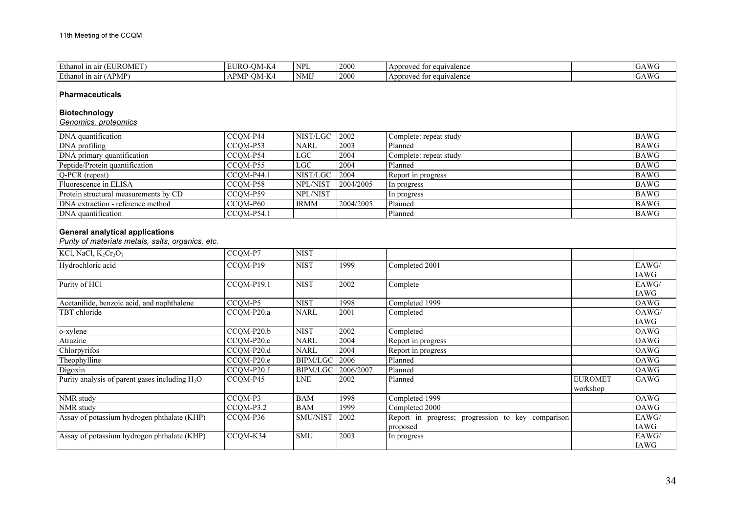| | | | | | | |
|---|---|---|---|---|---|---|
| Ethanol in air (EUROMET) | EURO-QM-K4 | NPL | 2000 | Approved for equivalence | | GAWG |
| Ethanol in air (APMP) | APMP-QM-K4 | NMIJ | 2000 | Approved for equivalence | | GAWG |
| **Pharmaceuticals** | | | | | | |
| **Biotechnology** *Genomics, proteomics* | | | | | | |
| DNA quantification | CCQM-P44 | NIST/LGC | 2002 | Complete: repeat study | | BAWG |
| DNA profiling | CCQM-P53 | NARL | 2003 | Planned | | BAWG |
| DNA primary quantification | CCQM-P54 | LGC | 2004 | Complete: repeat study | | BAWG |
| Peptide/Protein quantification | CCQM-P55 | LGC | 2004 | Planned | | BAWG |
| Q-PCR (repeat) | CCQM-P44.1 | NIST/LGC | 2004 | Report in progress | | BAWG |
| Fluorescence in ELISA | CCQM-P58 | NPL/NIST | 2004/2005 | In progress | | BAWG |
| Protein structural measurements by CD | CCQM-P59 | NPL/NIST | | In progress | | BAWG |
| DNA extraction - reference method | CCQM-P60 | IRMM | 2004/2005 | Planned | | BAWG |
| DNA quantification | CCQM-P54.1 | | | Planned | | BAWG |
| **General analytical applications** *Purity of materials metals, salts, organics, etc.* | | | | | | |
| KCl, NaCl, $K_2Cr_2O_7$ | CCQM-P7 | NIST | | | | |
| Hydrochloric acid | CCQM-P19 | NIST | 1999 | Completed 2001 | | EAWG/ IAWG |
| Purity of HCl | CCQM-P19.1 | NIST | 2002 | Complete | | EAWG/ IAWG |
| Acetanilide, benzoic acid, and naphthalene | CCQM-P5 | NIST | 1998 | Completed 1999 | | OAWG |
| TBT chloride | CCQM-P20.a | NARL | 2001 | Completed | | OAWG/ IAWG |
| o-xylene | CCQM-P20.b | NIST | 2002 | Completed | | OAWG |
| Atrazine | CCQM-P20.c | NARL | 2004 | Report in progress | | OAWG |
| Chlorpyrifos | CCQM-P20.d | NARL | 2004 | Report in progress | | OAWG |
| Theophylline | CCQM-P20.e | BIPM/LGC | 2006 | Planned | | OAWG |
| Digoxin | CCQM-P20.f | BIPM/LGC | 2006/2007 | Planned | | OAWG |
| Purity analysis of parent gases including $H_2O$ | CCQM-P45 | LNE | 2002 | Planned | EUROMET workshop | GAWG |
| NMR study | CCQM-P3 | BAM | 1998 | Completed 1999 | | OAWG |
| NMR study | CCQM-P3.2 | BAM | 1999 | Completed 2000 | | OAWG |
| Assay of potassium hydrogen phthalate (KHP) | CCQM-P36 | SMU/NIST | 2002 | Report in progress; progression to key comparison proposed | | EAWG/ IAWG |
| Assay of potassium hydrogen phthalate (KHP) | CCQM-K34 | SMU | 2003 | In progress | | EAWG/ IAWG |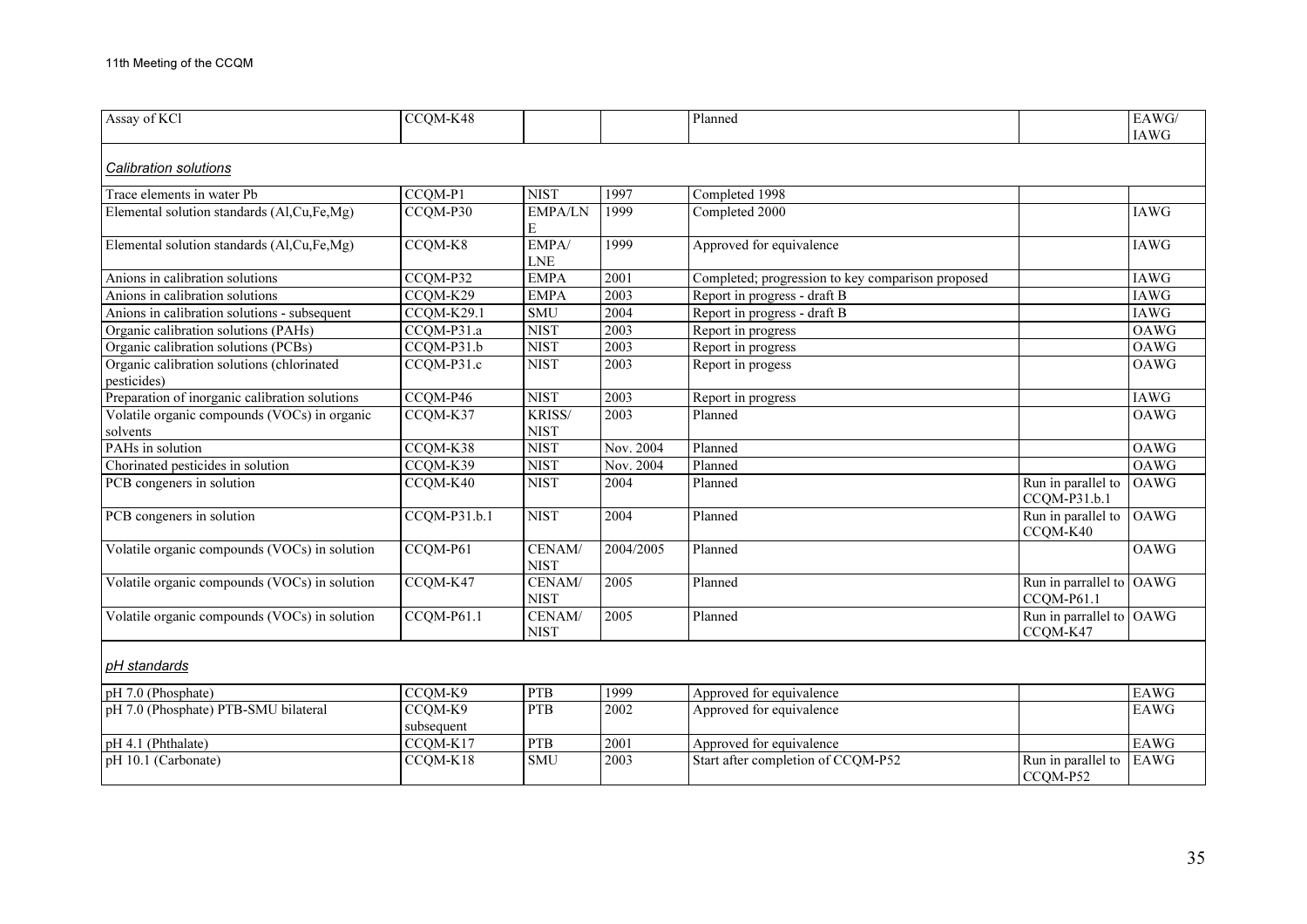| Assay of KCl | CCQM-K48 | | | Planned | | EAWG/ IAWG |
|---|---|---|---|---|---|---|
| *Calibration solutions* | | | | | | |
| Trace elements in water Pb | CCQM-P1 | NIST | 1997 | Completed 1998 | | |
| Elemental solution standards (Al,Cu,Fe,Mg) | CCQM-P30 | EMPA/LNE | 1999 | Completed 2000 | | IAWG |
| Elemental solution standards (Al,Cu,Fe,Mg) | CCQM-K8 | EMPA/ LNE | 1999 | Approved for equivalence | | IAWG |
| Anions in calibration solutions | CCQM-P32 | EMPA | 2001 | Completed; progression to key comparison proposed | | IAWG |
| Anions in calibration solutions | CCQM-K29 | EMPA | 2003 | Report in progress - draft B | | IAWG |
| Anions in calibration solutions - subsequent | CCQM-K29.1 | SMU | 2004 | Report in progress - draft B | | IAWG |
| Organic calibration solutions (PAHs) | CCQM-P31.a | NIST | 2003 | Report in progress | | OAWG |
| Organic calibration solutions (PCBs) | CCQM-P31.b | NIST | 2003 | Report in progress | | OAWG |
| Organic calibration solutions (chlorinated pesticides) | CCQM-P31.c | NIST | 2003 | Report in progess | | OAWG |
| Preparation of inorganic calibration solutions | CCQM-P46 | NIST | 2003 | Report in progress | | IAWG |
| Volatile organic compounds (VOCs) in organic solvents | CCQM-K37 | KRISS/ NIST | 2003 | Planned | | OAWG |
| PAHs in solution | CCQM-K38 | NIST | Nov. 2004 | Planned | | OAWG |
| Chorinated pesticides in solution | CCQM-K39 | NIST | Nov. 2004 | Planned | | OAWG |
| PCB congeners in solution | CCQM-K40 | NIST | 2004 | Planned | Run in parallel to CCQM-P31.b.1 | OAWG |
| PCB congeners in solution | CCQM-P31.b.1 | NIST | 2004 | Planned | Run in parallel to CCQM-K40 | OAWG |
| Volatile organic compounds (VOCs) in solution | CCQM-P61 | CENAM/ NIST | 2004/2005 | Planned | | OAWG |
| Volatile organic compounds (VOCs) in solution | CCQM-K47 | CENAM/ NIST | 2005 | Planned | Run in parrallel to CCQM-P61.1 | OAWG |
| Volatile organic compounds (VOCs) in solution | CCQM-P61.1 | CENAM/ NIST | 2005 | Planned | Run in parrallel to CCQM-K47 | OAWG |
| *pH standards* | | | | | | |
| pH 7.0 (Phosphate) | CCQM-K9 | PTB | 1999 | Approved for equivalence | | EAWG |
| pH 7.0 (Phosphate) PTB-SMU bilateral | CCQM-K9 subsequent | PTB | 2002 | Approved for equivalence | | EAWG |
| pH 4.1 (Phthalate) | CCQM-K17 | PTB | 2001 | Approved for equivalence | | EAWG |
| pH 10.1 (Carbonate) | CCQM-K18 | SMU | 2003 | Start after completion of CCQM-P52 | Run in parallel to CCQM-P52 | EAWG |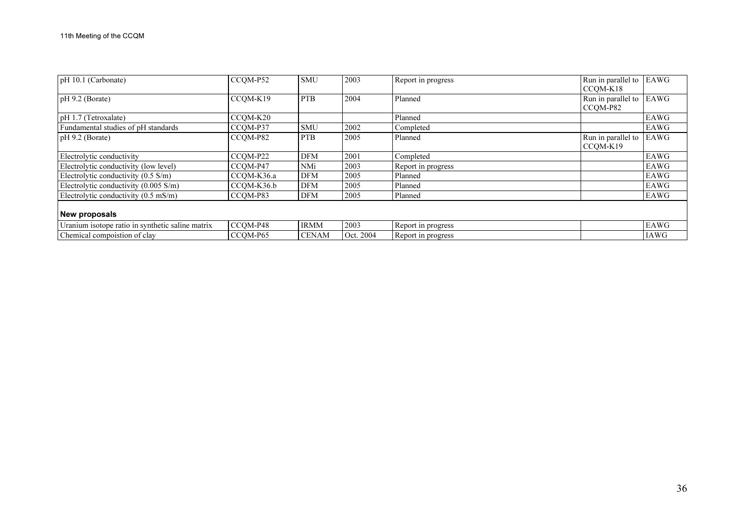| | | | | | | |
|---|---|---|---|---|---|---|
| pH 10.1 (Carbonate) | CCQM-P52 | SMU | 2003 | Report in progress | Run in parallel to CCQM-K18 | EAWG |
| pH 9.2 (Borate) | CCQM-K19 | PTB | 2004 | Planned | Run in parallel to CCQM-P82 | EAWG |
| pH 1.7 (Tetroxalate) | CCQM-K20 | | | Planned | | EAWG |
| Fundamental studies of pH standards | CCQM-P37 | SMU | 2002 | Completed | | EAWG |
| pH 9.2 (Borate) | CCQM-P82 | PTB | 2005 | Planned | Run in parallel to CCQM-K19 | EAWG |
| Electrolytic conductivity | CCQM-P22 | DFM | 2001 | Completed | | EAWG |
| Electrolytic conductivity (low level) | CCQM-P47 | NMi | 2003 | Report in progress | | EAWG |
| Electrolytic conductivity (0.5 S/m) | CCQM-K36.a | DFM | 2005 | Planned | | EAWG |
| Electrolytic conductivity (0.005 S/m) | CCQM-K36.b | DFM | 2005 | Planned | | EAWG |
| Electrolytic conductivity (0.5 mS/m) | CCQM-P83 | DFM | 2005 | Planned | | EAWG |
| **New proposals** | | | | | | |
| Uranium isotope ratio in synthetic saline matrix | CCQM-P48 | IRMM | 2003 | Report in progress | | EAWG |
| Chemical compoistion of clay | CCQM-P65 | CENAM | Oct. 2004 | Report in progress | | IAWG |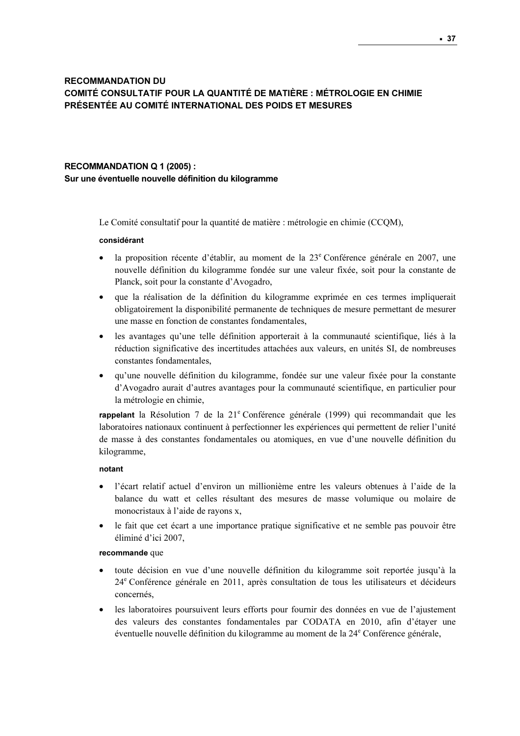**RECOMMANDATION DU**
**COMITÉ CONSULTATIF POUR LA QUANTITÉ DE MATIÈRE : MÉTROLOGIE EN CHIMIE PRÉSENTÉE AU COMITÉ INTERNATIONAL DES POIDS ET MESURES**

**RECOMMANDATION Q 1 (2005) :**
**Sur une éventuelle nouvelle définition du kilogramme**

Le Comité consultatif pour la quantité de matière : métrologie en chimie (CCQM),

**considérant**

- la proposition récente d'établir, au moment de la 23ᵉ Conférence générale en 2007, une nouvelle définition du kilogramme fondée sur une valeur fixée, soit pour la constante de Planck, soit pour la constante d'Avogadro,
- que la réalisation de la définition du kilogramme exprimée en ces termes impliquerait obligatoirement la disponibilité permanente de techniques de mesure permettant de mesurer une masse en fonction de constantes fondamentales,
- les avantages qu'une telle définition apporterait à la communauté scientifique, liés à la réduction significative des incertitudes attachées aux valeurs, en unités SI, de nombreuses constantes fondamentales,
- qu'une nouvelle définition du kilogramme, fondée sur une valeur fixée pour la constante d'Avogadro aurait d'autres avantages pour la communauté scientifique, en particulier pour la métrologie en chimie,

**rappelant** la Résolution 7 de la 21ᵉ Conférence générale (1999) qui recommandait que les laboratoires nationaux continuent à perfectionner les expériences qui permettent de relier l'unité de masse à des constantes fondamentales ou atomiques, en vue d'une nouvelle définition du kilogramme,

**notant**

- l'écart relatif actuel d'environ un millionième entre les valeurs obtenues à l'aide de la balance du watt et celles résultant des mesures de masse volumique ou molaire de monocristaux à l'aide de rayons x,
- le fait que cet écart a une importance pratique significative et ne semble pas pouvoir être éliminé d'ici 2007,

**recommande** que

- toute décision en vue d'une nouvelle définition du kilogramme soit reportée jusqu'à la 24ᵉ Conférence générale en 2011, après consultation de tous les utilisateurs et décideurs concernés,
- les laboratoires poursuivent leurs efforts pour fournir des données en vue de l'ajustement des valeurs des constantes fondamentales par CODATA en 2010, afin d'étayer une éventuelle nouvelle définition du kilogramme au moment de la 24ᵉ Conférence générale,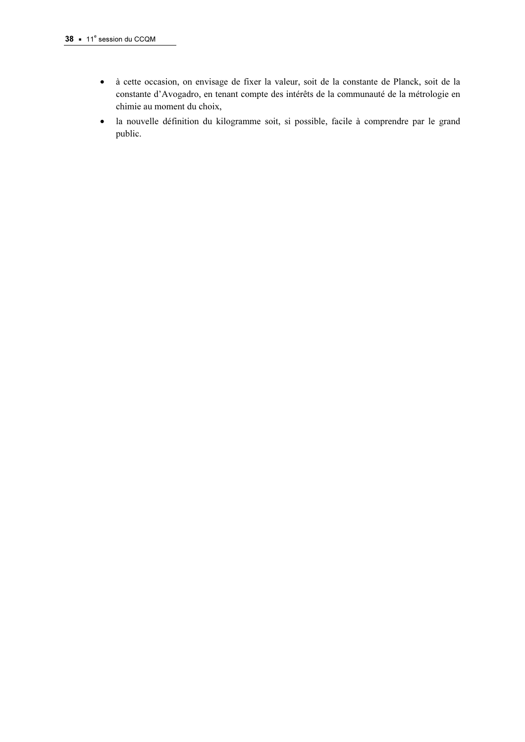- à cette occasion, on envisage de fixer la valeur, soit de la constante de Planck, soit de la constante d'Avogadro, en tenant compte des intérêts de la communauté de la métrologie en chimie au moment du choix,
- la nouvelle définition du kilogramme soit, si possible, facile à comprendre par le grand public.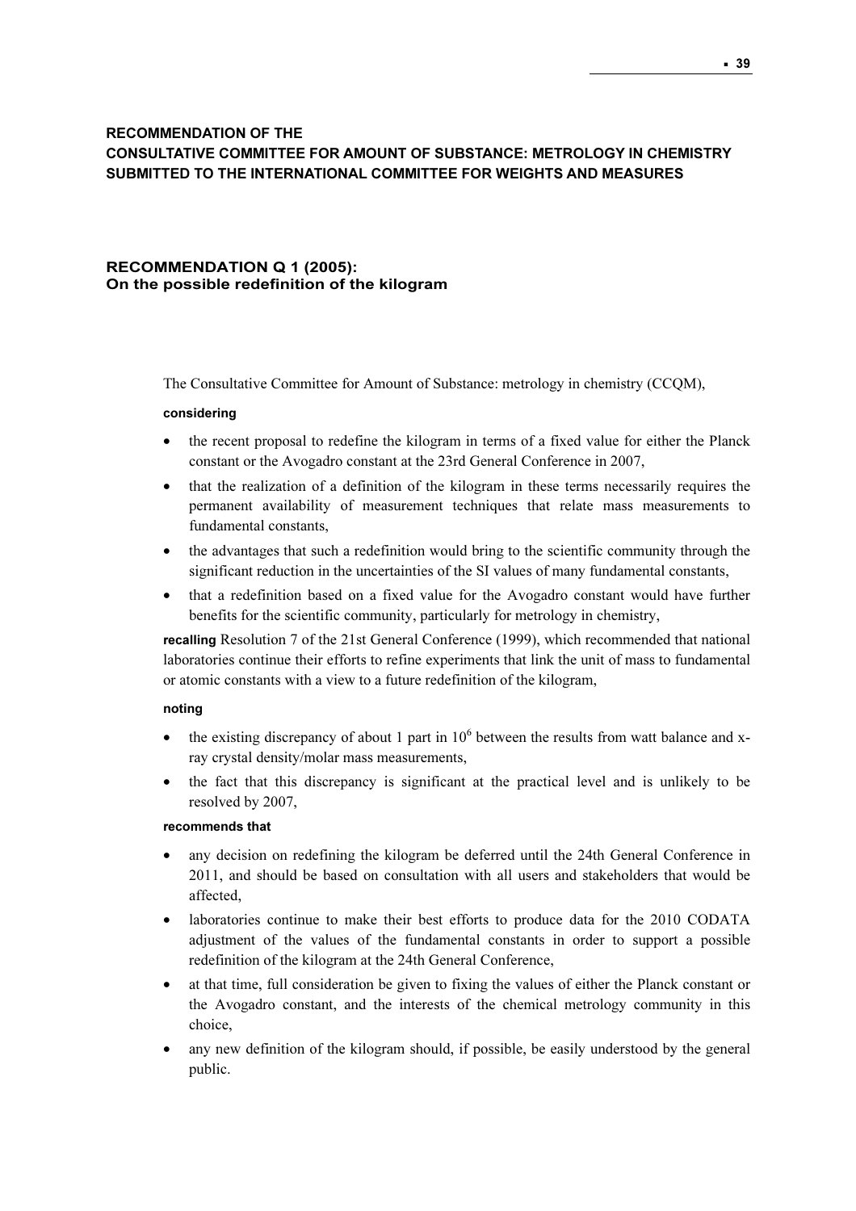## RECOMMENDATION OF THE CONSULTATIVE COMMITTEE FOR AMOUNT OF SUBSTANCE: METROLOGY IN CHEMISTRY SUBMITTED TO THE INTERNATIONAL COMMITTEE FOR WEIGHTS AND MEASURES

### RECOMMENDATION Q 1 (2005): On the possible redefinition of the kilogram

The Consultative Committee for Amount of Substance: metrology in chemistry (CCQM),

**considering**

- the recent proposal to redefine the kilogram in terms of a fixed value for either the Planck constant or the Avogadro constant at the 23rd General Conference in 2007,
- that the realization of a definition of the kilogram in these terms necessarily requires the permanent availability of measurement techniques that relate mass measurements to fundamental constants,
- the advantages that such a redefinition would bring to the scientific community through the significant reduction in the uncertainties of the SI values of many fundamental constants,
- that a redefinition based on a fixed value for the Avogadro constant would have further benefits for the scientific community, particularly for metrology in chemistry,

**recalling** Resolution 7 of the 21st General Conference (1999), which recommended that national laboratories continue their efforts to refine experiments that link the unit of mass to fundamental or atomic constants with a view to a future redefinition of the kilogram,

**noting**

- the existing discrepancy of about 1 part in $10^6$ between the results from watt balance and x-ray crystal density/molar mass measurements,
- the fact that this discrepancy is significant at the practical level and is unlikely to be resolved by 2007,

**recommends that**

- any decision on redefining the kilogram be deferred until the 24th General Conference in 2011, and should be based on consultation with all users and stakeholders that would be affected,
- laboratories continue to make their best efforts to produce data for the 2010 CODATA adjustment of the values of the fundamental constants in order to support a possible redefinition of the kilogram at the 24th General Conference,
- at that time, full consideration be given to fixing the values of either the Planck constant or the Avogadro constant, and the interests of the chemical metrology community in this choice,
- any new definition of the kilogram should, if possible, be easily understood by the general public.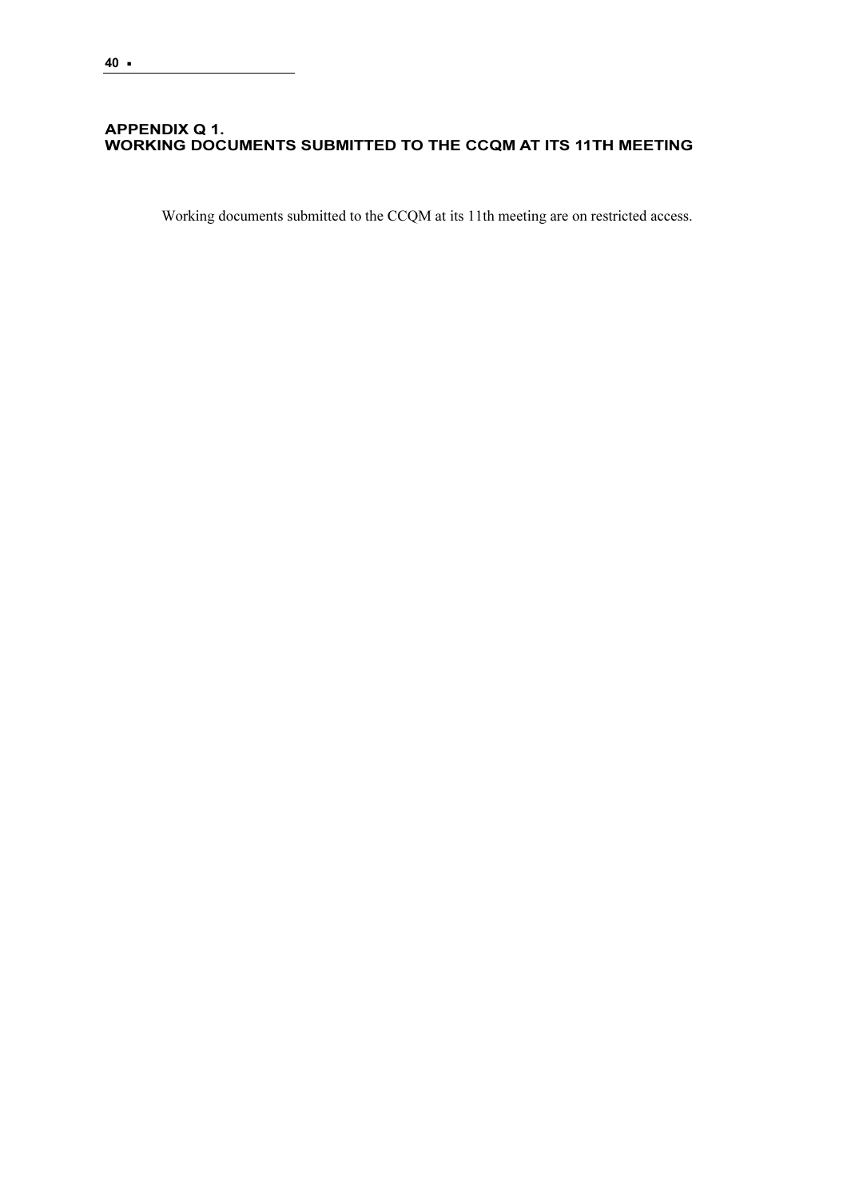## APPENDIX Q 1.
## WORKING DOCUMENTS SUBMITTED TO THE CCQM AT ITS 11TH MEETING

Working documents submitted to the CCQM at its 11th meeting are on restricted access.